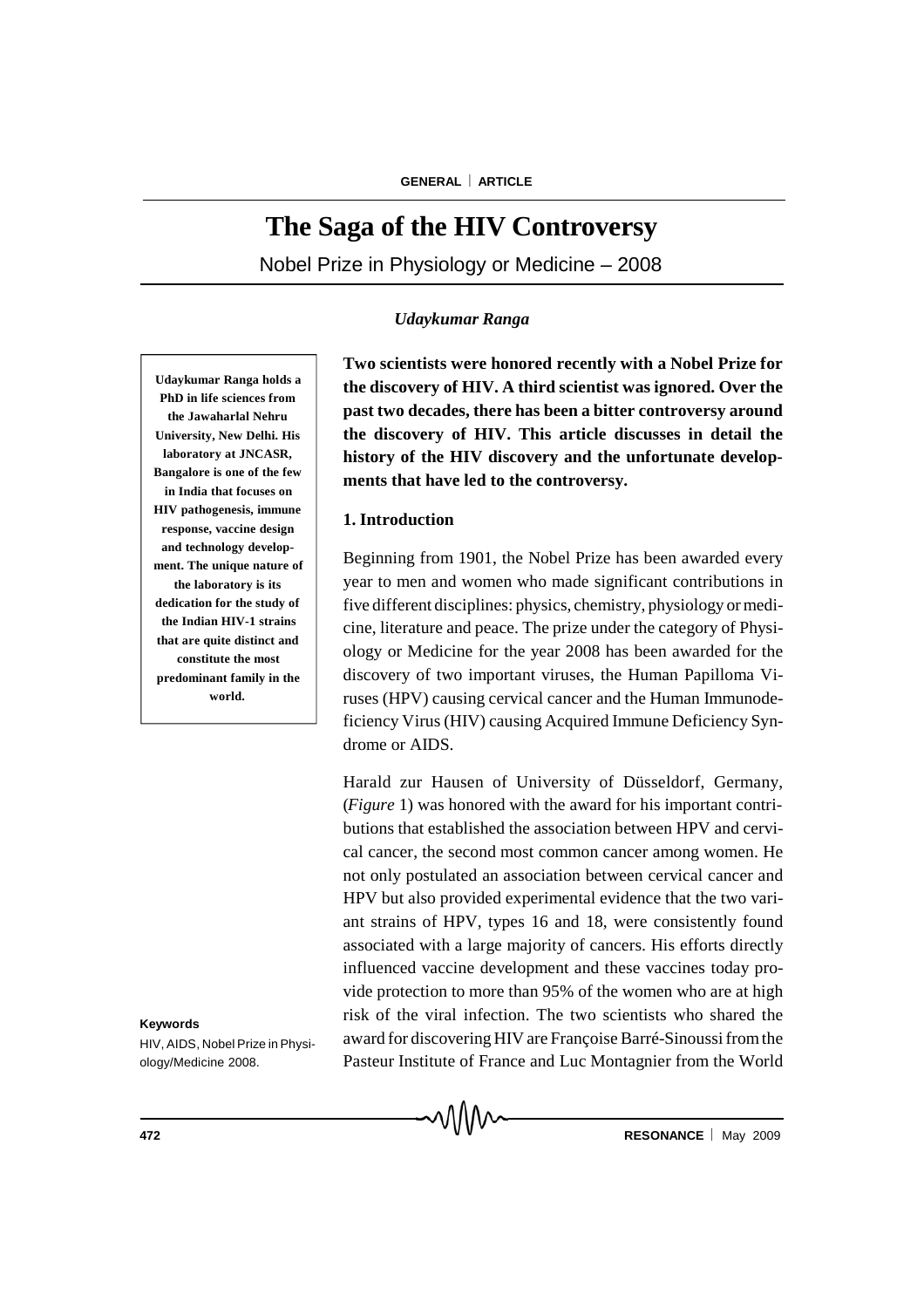# The Saga of the HIV Controversy

## Nobel Prize in Physiology or Medicine – 2008

*Udaykumar Ranga*

**Udaykumar Ranga holds a PhD in life sciences from the Jawaharlal Nehru University, New Delhi. His laboratory at JNCASR, Bangalore is one of the few in India that focuses on HIV pathogenesis, immune response, vaccine design and technology development. The unique nature of the laboratory is its dedication for the study of the Indian HIV-1 strains that are quite distinct and constitute the most predominant family in the world.**

**Two scientists were honored recently with a Nobel Prize for the discovery of HIV. A third scientist was ignored. Over the past two decades, there has been a bitter controversy around the discovery of HIV. This article discusses in detail the history of the HIV discovery and the unfortunate developments that have led to the controversy.**

### 1. Introduction

Beginning from 1901, the Nobel Prize has been awarded every year to men and women who made significant contributions in five different disciplines: physics, chemistry, physiology or medicine, literature and peace. The prize under the category of Physiology or Medicine for the year 2008 has been awarded for the discovery of two important viruses, the Human Papilloma Viruses (HPV) causing cervical cancer and the Human Immunodeficiency Virus (HIV) causing Acquired Immune Deficiency Syndrome or AIDS.

Harald zur Hausen of University of Düsseldorf, Germany, (*Figure* 1) was honored with the award for his important contributions that established the association between HPV and cervical cancer, the second most common cancer among women. He not only postulated an association between cervical cancer and HPV but also provided experimental evidence that the two variant strains of HPV, types 16 and 18, were consistently found associated with a large majority of cancers. His efforts directly influenced vaccine development and these vaccines today provide protection to more than 95% of the women who are at high risk of the viral infection. The two scientists who shared the award for discovering HIV are Françoise Barré-Sinoussi from the Pasteur Institute of France and Luc Montagnier from the World

**Keywords**

HIV, AIDS, Nobel Prize in Physiology/Medicine 2008.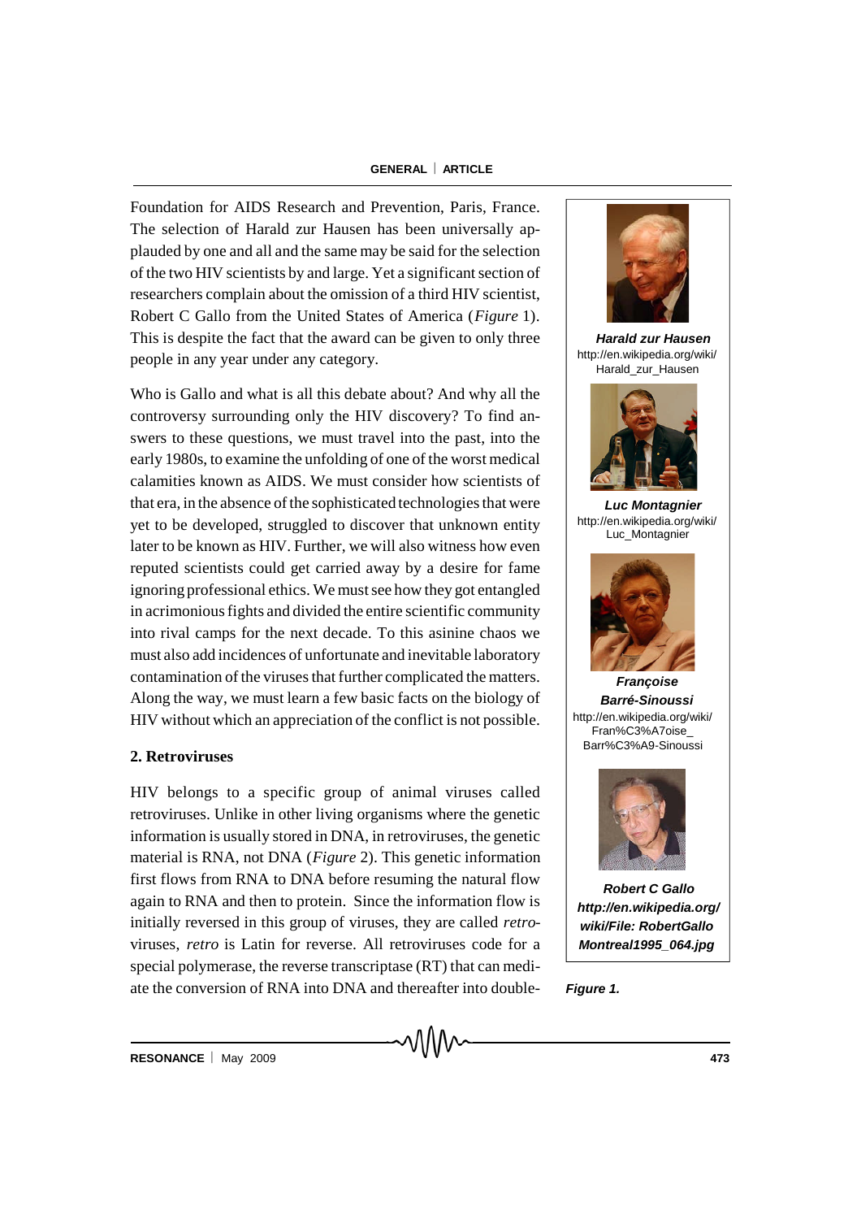Foundation for AIDS Research and Prevention, Paris, France. The selection of Harald zur Hausen has been universally applauded by one and all and the same may be said for the selection of the two HIV scientists by and large. Yet a significant section of researchers complain about the omission of a third HIV scientist, Robert C Gallo from the United States of America (*Figure* 1). This is despite the fact that the award can be given to only three people in any year under any category.

Who is Gallo and what is all this debate about? And why all the controversy surrounding only the HIV discovery? To find answers to these questions, we must travel into the past, into the early 1980s, to examine the unfolding of one of the worst medical calamities known as AIDS. We must consider how scientists of that era, in the absence of the sophisticated technologies that were yet to be developed, struggled to discover that unknown entity later to be known as HIV. Further, we will also witness how even reputed scientists could get carried away by a desire for fame ignoring professional ethics. We must see how they got entangled in acrimonious fights and divided the entire scientific community into rival camps for the next decade. To this asinine chaos we must also add incidences of unfortunate and inevitable laboratory contamination of the viruses that further complicated the matters. Along the way, we must learn a few basic facts on the biology of HIV without which an appreciation of the conflict is not possible.

## 2. Retroviruses

HIV belongs to a specific group of animal viruses called retroviruses. Unlike in other living organisms where the genetic information is usually stored in DNA, in retroviruses, the genetic material is RNA, not DNA (*Figure* 2). This genetic information first flows from RNA to DNA before resuming the natural flow again to RNA and then to protein. Since the information flow is initially reversed in this group of viruses, they are called *retro*-viruses, *retro* is Latin for reverse. All retroviruses code for a special polymerase, the reverse transcriptase (RT) that can mediate the conversion of RNA into DNA and thereafter into double-

***Harald zur Hausen***
http://en.wikipedia.org/wiki/Harald_zur_Hausen

***Luc Montagnier***
http://en.wikipedia.org/wiki/Luc_Montagnier

***Françoise Barré-Sinoussi***
http://en.wikipedia.org/wiki/Fran%C3%A7oise_Barr%C3%A9-Sinoussi

***Robert C Gallo***
***http://en.wikipedia.org/wiki/File: RobertGallo Montreal1995_064.jpg***

***Figure 1.***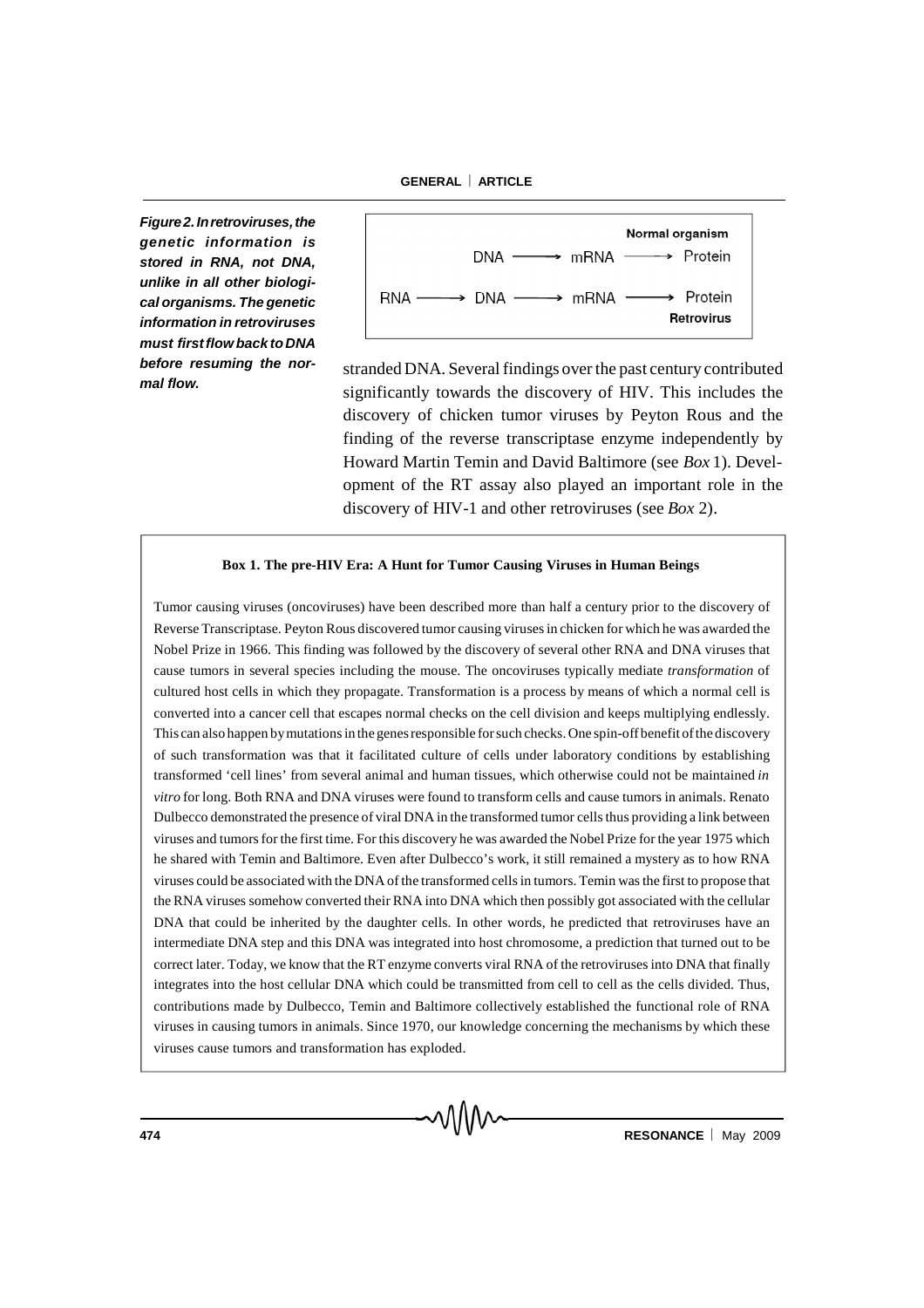*Figure 2. In retroviruses, the genetic information is stored in RNA, not DNA, unlike in all other biological organisms. The genetic information in retroviruses must first flow back to DNA before resuming the normal flow.*

Normal organism

DNA ⟶ mRNA ⟶ Protein

RNA ⟶ DNA ⟶ mRNA ⟶ Protein

Retrovirus

stranded DNA. Several findings over the past century contributed significantly towards the discovery of HIV. This includes the discovery of chicken tumor viruses by Peyton Rous and the finding of the reverse transcriptase enzyme independently by Howard Martin Temin and David Baltimore (see *Box* 1). Development of the RT assay also played an important role in the discovery of HIV-1 and other retroviruses (see *Box* 2).

**Box 1. The pre-HIV Era: A Hunt for Tumor Causing Viruses in Human Beings**

Tumor causing viruses (oncoviruses) have been described more than half a century prior to the discovery of Reverse Transcriptase. Peyton Rous discovered tumor causing viruses in chicken for which he was awarded the Nobel Prize in 1966. This finding was followed by the discovery of several other RNA and DNA viruses that cause tumors in several species including the mouse. The oncoviruses typically mediate *transformation* of cultured host cells in which they propagate. Transformation is a process by means of which a normal cell is converted into a cancer cell that escapes normal checks on the cell division and keeps multiplying endlessly. This can also happen by mutations in the genes responsible for such checks. One spin-off benefit of the discovery of such transformation was that it facilitated culture of cells under laboratory conditions by establishing transformed 'cell lines' from several animal and human tissues, which otherwise could not be maintained *in vitro* for long. Both RNA and DNA viruses were found to transform cells and cause tumors in animals. Renato Dulbecco demonstrated the presence of viral DNA in the transformed tumor cells thus providing a link between viruses and tumors for the first time. For this discovery he was awarded the Nobel Prize for the year 1975 which he shared with Temin and Baltimore. Even after Dulbecco's work, it still remained a mystery as to how RNA viruses could be associated with the DNA of the transformed cells in tumors. Temin was the first to propose that the RNA viruses somehow converted their RNA into DNA which then possibly got associated with the cellular DNA that could be inherited by the daughter cells. In other words, he predicted that retroviruses have an intermediate DNA step and this DNA was integrated into host chromosome, a prediction that turned out to be correct later. Today, we know that the RT enzyme converts viral RNA of the retroviruses into DNA that finally integrates into the host cellular DNA which could be transmitted from cell to cell as the cells divided. Thus, contributions made by Dulbecco, Temin and Baltimore collectively established the functional role of RNA viruses in causing tumors in animals. Since 1970, our knowledge concerning the mechanisms by which these viruses cause tumors and transformation has exploded.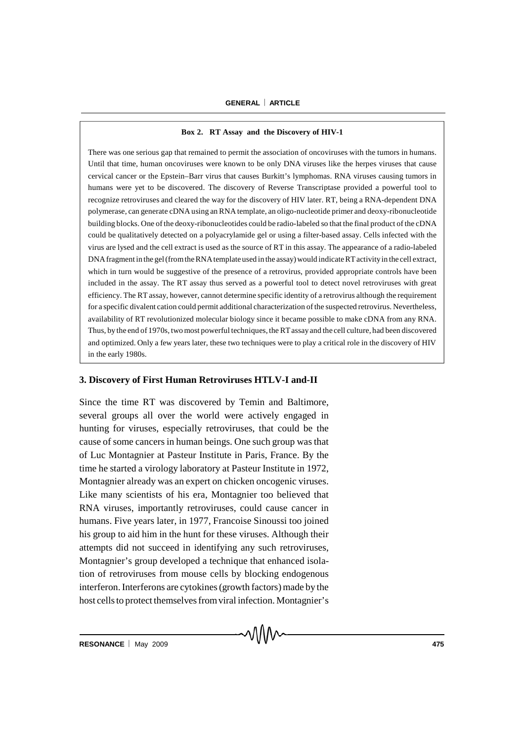**Box 2. RT Assay and the Discovery of HIV-1**

There was one serious gap that remained to permit the association of oncoviruses with the tumors in humans. Until that time, human oncoviruses were known to be only DNA viruses like the herpes viruses that cause cervical cancer or the Epstein–Barr virus that causes Burkitt's lymphomas. RNA viruses causing tumors in humans were yet to be discovered. The discovery of Reverse Transcriptase provided a powerful tool to recognize retroviruses and cleared the way for the discovery of HIV later. RT, being a RNA-dependent DNA polymerase, can generate cDNA using an RNA template, an oligo-nucleotide primer and deoxy-ribonucleotide building blocks. One of the deoxy-ribonucleotides could be radio-labeled so that the final product of the cDNA could be qualitatively detected on a polyacrylamide gel or using a filter-based assay. Cells infected with the virus are lysed and the cell extract is used as the source of RT in this assay. The appearance of a radio-labeled DNA fragment in the gel (from the RNA template used in the assay) would indicate RT activity in the cell extract, which in turn would be suggestive of the presence of a retrovirus, provided appropriate controls have been included in the assay. The RT assay thus served as a powerful tool to detect novel retroviruses with great efficiency. The RT assay, however, cannot determine specific identity of a retrovirus although the requirement for a specific divalent cation could permit additional characterization of the suspected retrovirus. Nevertheless, availability of RT revolutionized molecular biology since it became possible to make cDNA from any RNA. Thus, by the end of 1970s, two most powerful techniques, the RT assay and the cell culture, had been discovered and optimized. Only a few years later, these two techniques were to play a critical role in the discovery of HIV in the early 1980s.

## 3. Discovery of First Human Retroviruses HTLV-I and-II

Since the time RT was discovered by Temin and Baltimore, several groups all over the world were actively engaged in hunting for viruses, especially retroviruses, that could be the cause of some cancers in human beings. One such group was that of Luc Montagnier at Pasteur Institute in Paris, France. By the time he started a virology laboratory at Pasteur Institute in 1972, Montagnier already was an expert on chicken oncogenic viruses. Like many scientists of his era, Montagnier too believed that RNA viruses, importantly retroviruses, could cause cancer in humans. Five years later, in 1977, Francoise Sinoussi too joined his group to aid him in the hunt for these viruses. Although their attempts did not succeed in identifying any such retroviruses, Montagnier's group developed a technique that enhanced isolation of retroviruses from mouse cells by blocking endogenous interferon. Interferons are cytokines (growth factors) made by the host cells to protect themselves from viral infection. Montagnier's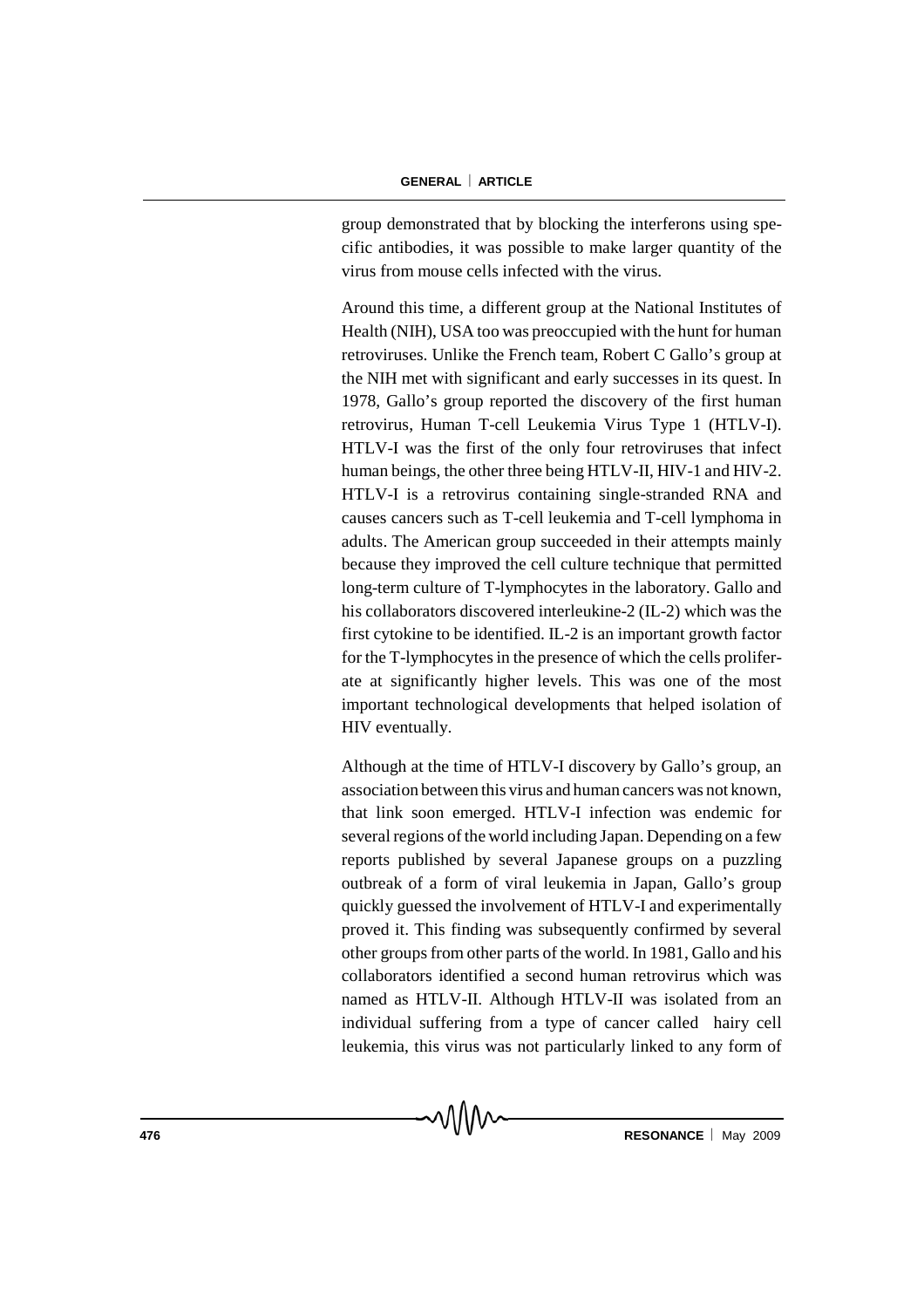group demonstrated that by blocking the interferons using specific antibodies, it was possible to make larger quantity of the virus from mouse cells infected with the virus.

Around this time, a different group at the National Institutes of Health (NIH), USA too was preoccupied with the hunt for human retroviruses. Unlike the French team, Robert C Gallo's group at the NIH met with significant and early successes in its quest. In 1978, Gallo's group reported the discovery of the first human retrovirus, Human T-cell Leukemia Virus Type 1 (HTLV-I). HTLV-I was the first of the only four retroviruses that infect human beings, the other three being HTLV-II, HIV-1 and HIV-2. HTLV-I is a retrovirus containing single-stranded RNA and causes cancers such as T-cell leukemia and T-cell lymphoma in adults. The American group succeeded in their attempts mainly because they improved the cell culture technique that permitted long-term culture of T-lymphocytes in the laboratory. Gallo and his collaborators discovered interleukine-2 (IL-2) which was the first cytokine to be identified. IL-2 is an important growth factor for the T-lymphocytes in the presence of which the cells proliferate at significantly higher levels. This was one of the most important technological developments that helped isolation of HIV eventually.

Although at the time of HTLV-I discovery by Gallo's group, an association between this virus and human cancers was not known, that link soon emerged. HTLV-I infection was endemic for several regions of the world including Japan. Depending on a few reports published by several Japanese groups on a puzzling outbreak of a form of viral leukemia in Japan, Gallo's group quickly guessed the involvement of HTLV-I and experimentally proved it. This finding was subsequently confirmed by several other groups from other parts of the world. In 1981, Gallo and his collaborators identified a second human retrovirus which was named as HTLV-II. Although HTLV-II was isolated from an individual suffering from a type of cancer called hairy cell leukemia, this virus was not particularly linked to any form of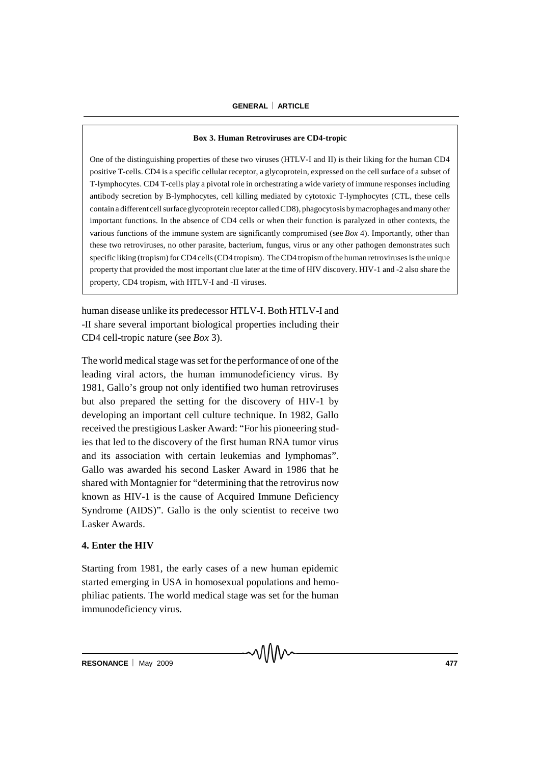**Box 3. Human Retroviruses are CD4-tropic**

One of the distinguishing properties of these two viruses (HTLV-I and II) is their liking for the human CD4 positive T-cells. CD4 is a specific cellular receptor, a glycoprotein, expressed on the cell surface of a subset of T-lymphocytes. CD4 T-cells play a pivotal role in orchestrating a wide variety of immune responses including antibody secretion by B-lymphocytes, cell killing mediated by cytotoxic T-lymphocytes (CTL, these cells contain a different cell surface glycoprotein receptor called CD8), phagocytosis by macrophages and many other important functions. In the absence of CD4 cells or when their function is paralyzed in other contexts, the various functions of the immune system are significantly compromised (see *Box* 4). Importantly, other than these two retroviruses, no other parasite, bacterium, fungus, virus or any other pathogen demonstrates such specific liking (tropism) for CD4 cells (CD4 tropism). The CD4 tropism of the human retroviruses is the unique property that provided the most important clue later at the time of HIV discovery. HIV-1 and -2 also share the property, CD4 tropism, with HTLV-I and -II viruses.

human disease unlike its predecessor HTLV-I. Both HTLV-I and -II share several important biological properties including their CD4 cell-tropic nature (see *Box* 3).

The world medical stage was set for the performance of one of the leading viral actors, the human immunodeficiency virus. By 1981, Gallo's group not only identified two human retroviruses but also prepared the setting for the discovery of HIV-1 by developing an important cell culture technique. In 1982, Gallo received the prestigious Lasker Award: "For his pioneering studies that led to the discovery of the first human RNA tumor virus and its association with certain leukemias and lymphomas". Gallo was awarded his second Lasker Award in 1986 that he shared with Montagnier for "determining that the retrovirus now known as HIV-1 is the cause of Acquired Immune Deficiency Syndrome (AIDS)". Gallo is the only scientist to receive two Lasker Awards.

## 4. Enter the HIV

Starting from 1981, the early cases of a new human epidemic started emerging in USA in homosexual populations and hemophiliac patients. The world medical stage was set for the human immunodeficiency virus.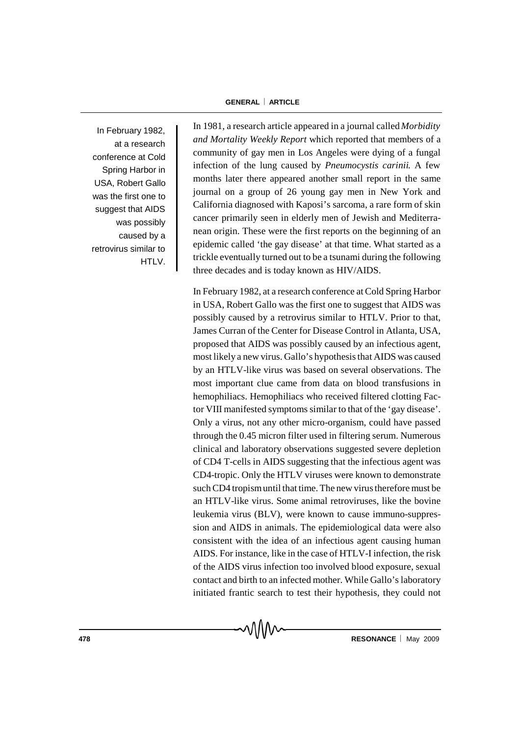> In February 1982, at a research conference at Cold Spring Harbor in USA, Robert Gallo was the first one to suggest that AIDS was possibly caused by a retrovirus similar to HTLV.

In 1981, a research article appeared in a journal called *Morbidity and Mortality Weekly Report* which reported that members of a community of gay men in Los Angeles were dying of a fungal infection of the lung caused by *Pneumocystis carinii.* A few months later there appeared another small report in the same journal on a group of 26 young gay men in New York and California diagnosed with Kaposi's sarcoma, a rare form of skin cancer primarily seen in elderly men of Jewish and Mediterranean origin. These were the first reports on the beginning of an epidemic called 'the gay disease' at that time. What started as a trickle eventually turned out to be a tsunami during the following three decades and is today known as HIV/AIDS.

In February 1982, at a research conference at Cold Spring Harbor in USA, Robert Gallo was the first one to suggest that AIDS was possibly caused by a retrovirus similar to HTLV. Prior to that, James Curran of the Center for Disease Control in Atlanta, USA, proposed that AIDS was possibly caused by an infectious agent, most likely a new virus. Gallo's hypothesis that AIDS was caused by an HTLV-like virus was based on several observations. The most important clue came from data on blood transfusions in hemophiliacs. Hemophiliacs who received filtered clotting Factor VIII manifested symptoms similar to that of the 'gay disease'. Only a virus, not any other micro-organism, could have passed through the 0.45 micron filter used in filtering serum. Numerous clinical and laboratory observations suggested severe depletion of CD4 T-cells in AIDS suggesting that the infectious agent was CD4-tropic. Only the HTLV viruses were known to demonstrate such CD4 tropism until that time. The new virus therefore must be an HTLV-like virus. Some animal retroviruses, like the bovine leukemia virus (BLV), were known to cause immuno-suppression and AIDS in animals. The epidemiological data were also consistent with the idea of an infectious agent causing human AIDS. For instance, like in the case of HTLV-I infection, the risk of the AIDS virus infection too involved blood exposure, sexual contact and birth to an infected mother. While Gallo's laboratory initiated frantic search to test their hypothesis, they could not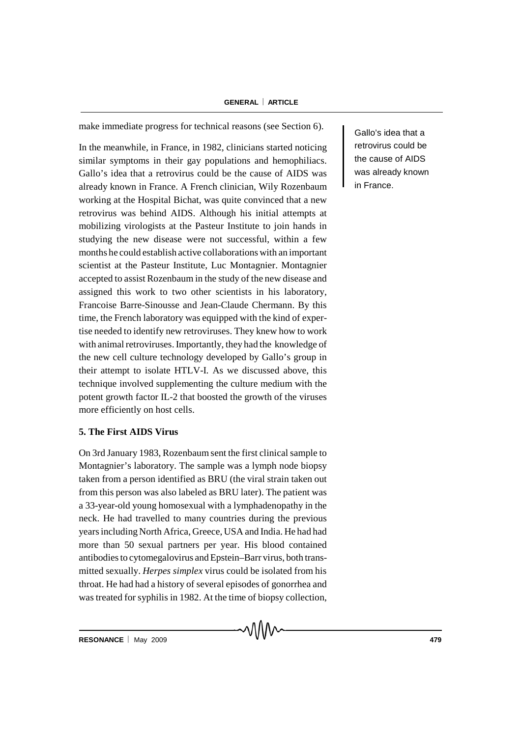make immediate progress for technical reasons (see Section 6).

In the meanwhile, in France, in 1982, clinicians started noticing similar symptoms in their gay populations and hemophiliacs. Gallo's idea that a retrovirus could be the cause of AIDS was already known in France. A French clinician, Wily Rozenbaum working at the Hospital Bichat, was quite convinced that a new retrovirus was behind AIDS. Although his initial attempts at mobilizing virologists at the Pasteur Institute to join hands in studying the new disease were not successful, within a few months he could establish active collaborations with an important scientist at the Pasteur Institute, Luc Montagnier. Montagnier accepted to assist Rozenbaum in the study of the new disease and assigned this work to two other scientists in his laboratory, Francoise Barre-Sinousse and Jean-Claude Chermann. By this time, the French laboratory was equipped with the kind of expertise needed to identify new retroviruses. They knew how to work with animal retroviruses. Importantly, they had the knowledge of the new cell culture technology developed by Gallo's group in their attempt to isolate HTLV-I. As we discussed above, this technique involved supplementing the culture medium with the potent growth factor IL-2 that boosted the growth of the viruses more efficiently on host cells.

Gallo's idea that a retrovirus could be the cause of AIDS was already known in France.

## 5. The First AIDS Virus

On 3rd January 1983, Rozenbaum sent the first clinical sample to Montagnier's laboratory. The sample was a lymph node biopsy taken from a person identified as BRU (the viral strain taken out from this person was also labeled as BRU later). The patient was a 33-year-old young homosexual with a lymphadenopathy in the neck. He had travelled to many countries during the previous years including North Africa, Greece, USA and India. He had had more than 50 sexual partners per year. His blood contained antibodies to cytomegalovirus and Epstein–Barr virus, both transmitted sexually. *Herpes simplex* virus could be isolated from his throat. He had had a history of several episodes of gonorrhea and was treated for syphilis in 1982. At the time of biopsy collection,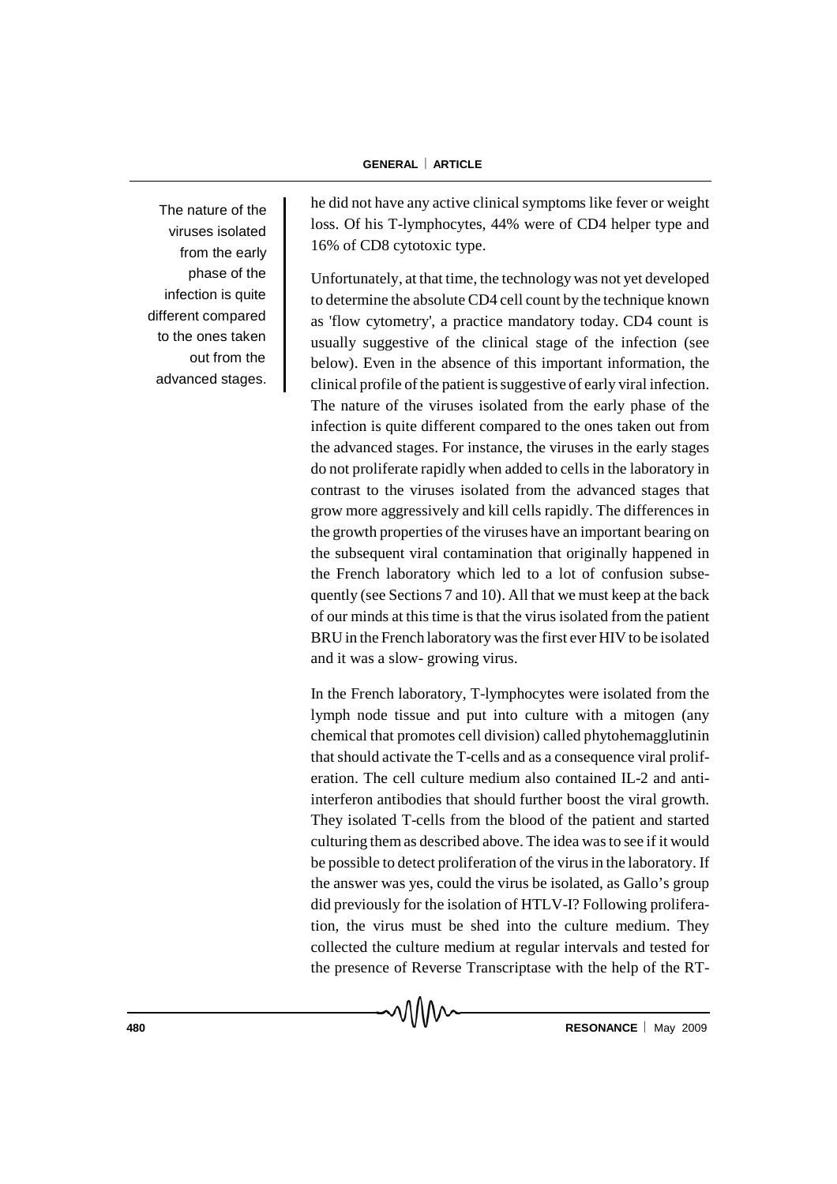The nature of the viruses isolated from the early phase of the infection is quite different compared to the ones taken out from the advanced stages.

he did not have any active clinical symptoms like fever or weight loss. Of his T-lymphocytes, 44% were of CD4 helper type and 16% of CD8 cytotoxic type.

Unfortunately, at that time, the technology was not yet developed to determine the absolute CD4 cell count by the technique known as 'flow cytometry', a practice mandatory today. CD4 count is usually suggestive of the clinical stage of the infection (see below). Even in the absence of this important information, the clinical profile of the patient is suggestive of early viral infection. The nature of the viruses isolated from the early phase of the infection is quite different compared to the ones taken out from the advanced stages. For instance, the viruses in the early stages do not proliferate rapidly when added to cells in the laboratory in contrast to the viruses isolated from the advanced stages that grow more aggressively and kill cells rapidly. The differences in the growth properties of the viruses have an important bearing on the subsequent viral contamination that originally happened in the French laboratory which led to a lot of confusion subsequently (see Sections 7 and 10). All that we must keep at the back of our minds at this time is that the virus isolated from the patient BRU in the French laboratory was the first ever HIV to be isolated and it was a slow- growing virus.

In the French laboratory, T-lymphocytes were isolated from the lymph node tissue and put into culture with a mitogen (any chemical that promotes cell division) called phytohemagglutinin that should activate the T-cells and as a consequence viral proliferation. The cell culture medium also contained IL-2 and anti-interferon antibodies that should further boost the viral growth. They isolated T-cells from the blood of the patient and started culturing them as described above. The idea was to see if it would be possible to detect proliferation of the virus in the laboratory. If the answer was yes, could the virus be isolated, as Gallo's group did previously for the isolation of HTLV-I? Following proliferation, the virus must be shed into the culture medium. They collected the culture medium at regular intervals and tested for the presence of Reverse Transcriptase with the help of the RT-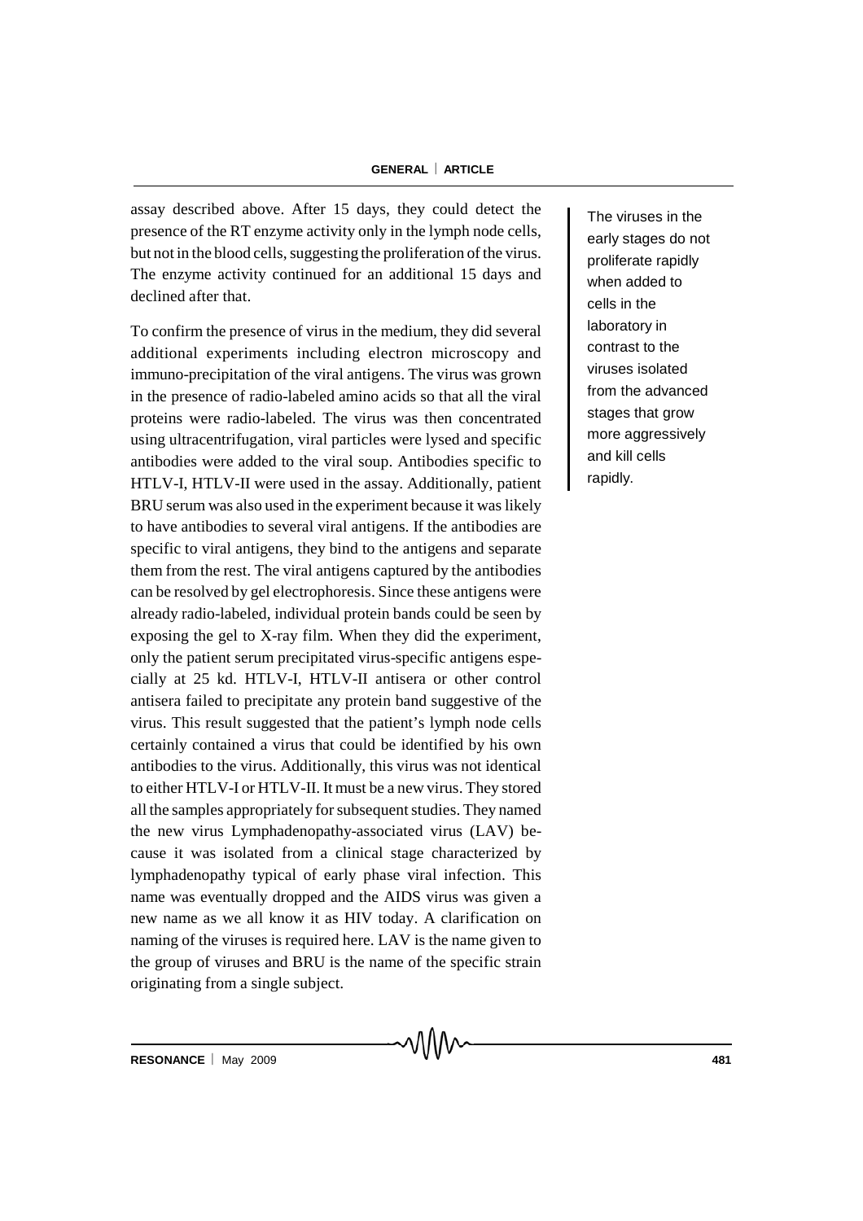assay described above. After 15 days, they could detect the presence of the RT enzyme activity only in the lymph node cells, but not in the blood cells, suggesting the proliferation of the virus. The enzyme activity continued for an additional 15 days and declined after that.

> The viruses in the early stages do not proliferate rapidly when added to cells in the laboratory in contrast to the viruses isolated from the advanced stages that grow more aggressively and kill cells rapidly.

To confirm the presence of virus in the medium, they did several additional experiments including electron microscopy and immuno-precipitation of the viral antigens. The virus was grown in the presence of radio-labeled amino acids so that all the viral proteins were radio-labeled. The virus was then concentrated using ultracentrifugation, viral particles were lysed and specific antibodies were added to the viral soup. Antibodies specific to HTLV-I, HTLV-II were used in the assay. Additionally, patient BRU serum was also used in the experiment because it was likely to have antibodies to several viral antigens. If the antibodies are specific to viral antigens, they bind to the antigens and separate them from the rest. The viral antigens captured by the antibodies can be resolved by gel electrophoresis. Since these antigens were already radio-labeled, individual protein bands could be seen by exposing the gel to X-ray film. When they did the experiment, only the patient serum precipitated virus-specific antigens especially at 25 kd. HTLV-I, HTLV-II antisera or other control antisera failed to precipitate any protein band suggestive of the virus. This result suggested that the patient's lymph node cells certainly contained a virus that could be identified by his own antibodies to the virus. Additionally, this virus was not identical to either HTLV-I or HTLV-II. It must be a new virus. They stored all the samples appropriately for subsequent studies. They named the new virus Lymphadenopathy-associated virus (LAV) because it was isolated from a clinical stage characterized by lymphadenopathy typical of early phase viral infection. This name was eventually dropped and the AIDS virus was given a new name as we all know it as HIV today. A clarification on naming of the viruses is required here. LAV is the name given to the group of viruses and BRU is the name of the specific strain originating from a single subject.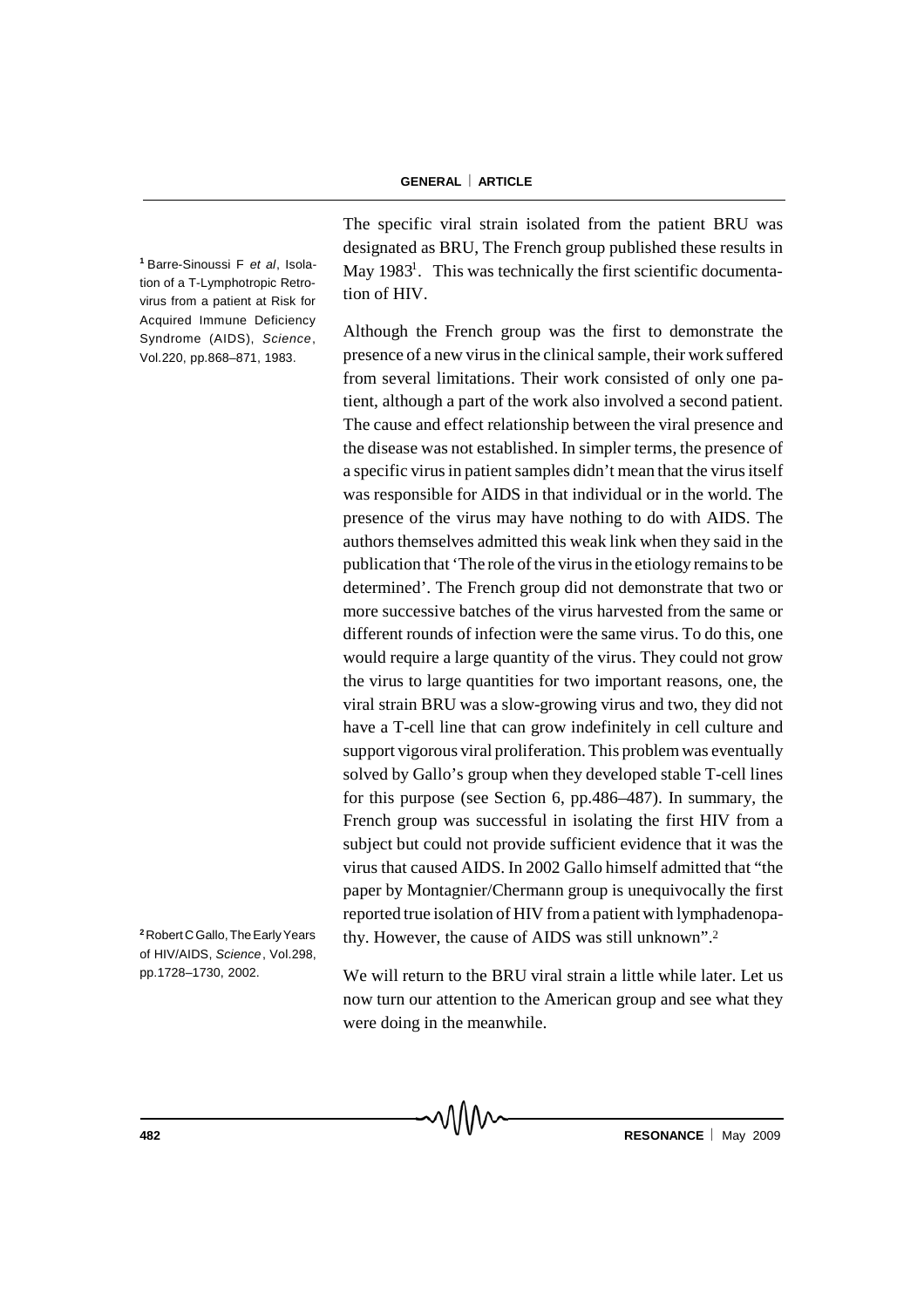The specific viral strain isolated from the patient BRU was designated as BRU, The French group published these results in May 1983[1]. This was technically the first scientific documentation of HIV.

Although the French group was the first to demonstrate the presence of a new virus in the clinical sample, their work suffered from several limitations. Their work consisted of only one patient, although a part of the work also involved a second patient. The cause and effect relationship between the viral presence and the disease was not established. In simpler terms, the presence of a specific virus in patient samples didn't mean that the virus itself was responsible for AIDS in that individual or in the world. The presence of the virus may have nothing to do with AIDS. The authors themselves admitted this weak link when they said in the publication that 'The role of the virus in the etiology remains to be determined'. The French group did not demonstrate that two or more successive batches of the virus harvested from the same or different rounds of infection were the same virus. To do this, one would require a large quantity of the virus. They could not grow the virus to large quantities for two important reasons, one, the viral strain BRU was a slow-growing virus and two, they did not have a T-cell line that can grow indefinitely in cell culture and support vigorous viral proliferation. This problem was eventually solved by Gallo's group when they developed stable T-cell lines for this purpose (see Section 6, pp.486–487). In summary, the French group was successful in isolating the first HIV from a subject but could not provide sufficient evidence that it was the virus that caused AIDS. In 2002 Gallo himself admitted that "the paper by Montagnier/Chermann group is unequivocally the first reported true isolation of HIV from a patient with lymphadenopathy. However, the cause of AIDS was still unknown".[2]

We will return to the BRU viral strain a little while later. Let us now turn our attention to the American group and see what they were doing in the meanwhile.

[1] Barre-Sinoussi F *et al*, Isolation of a T-Lymphotropic Retrovirus from a patient at Risk for Acquired Immune Deficiency Syndrome (AIDS), *Science*, Vol.220, pp.868–871, 1983.

[2] Robert C Gallo, The Early Years of HIV/AIDS, *Science*, Vol.298, pp.1728–1730, 2002.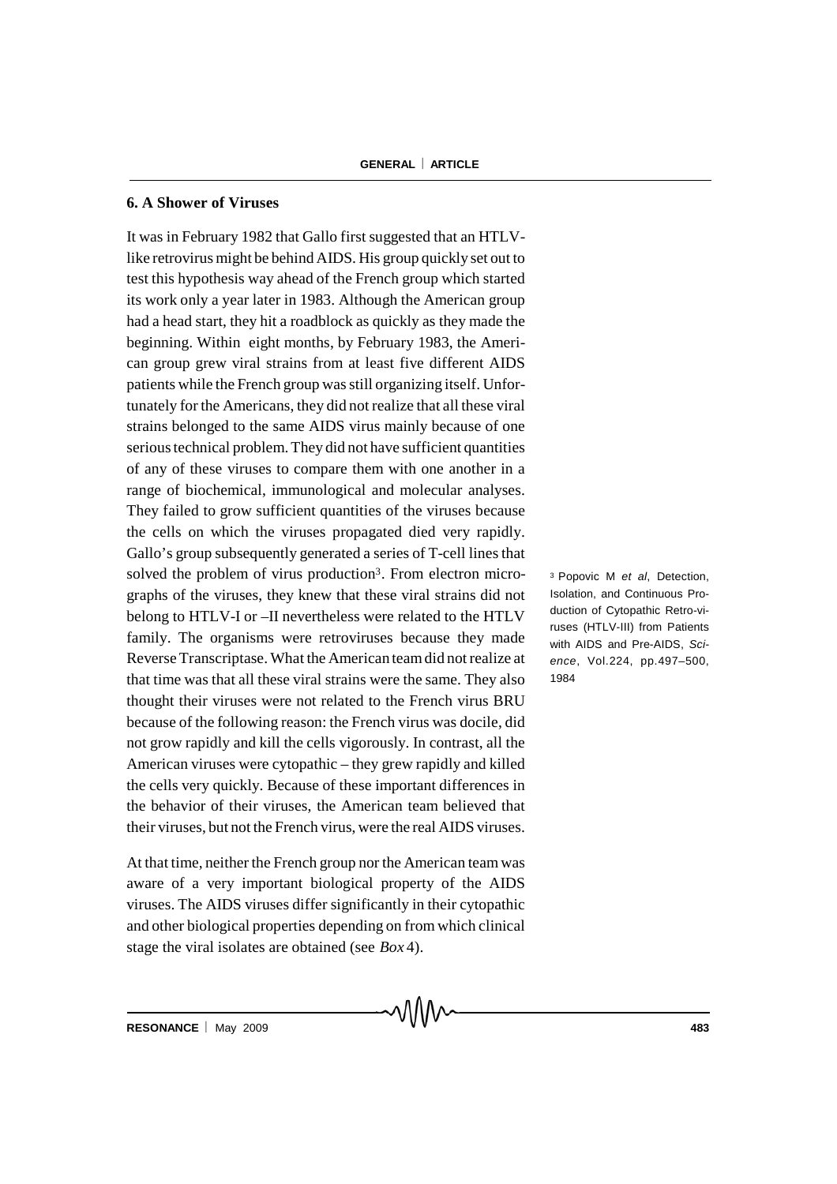## 6. A Shower of Viruses

It was in February 1982 that Gallo first suggested that an HTLV-like retrovirus might be behind AIDS. His group quickly set out to test this hypothesis way ahead of the French group which started its work only a year later in 1983. Although the American group had a head start, they hit a roadblock as quickly as they made the beginning. Within eight months, by February 1983, the American group grew viral strains from at least five different AIDS patients while the French group was still organizing itself. Unfortunately for the Americans, they did not realize that all these viral strains belonged to the same AIDS virus mainly because of one serious technical problem. They did not have sufficient quantities of any of these viruses to compare them with one another in a range of biochemical, immunological and molecular analyses. They failed to grow sufficient quantities of the viruses because the cells on which the viruses propagated died very rapidly. Gallo's group subsequently generated a series of T-cell lines that solved the problem of virus production[3]. From electron micrographs of the viruses, they knew that these viral strains did not belong to HTLV-I or –II nevertheless were related to the HTLV family. The organisms were retroviruses because they made Reverse Transcriptase. What the American team did not realize at that time was that all these viral strains were the same. They also thought their viruses were not related to the French virus BRU because of the following reason: the French virus was docile, did not grow rapidly and kill the cells vigorously. In contrast, all the American viruses were cytopathic – they grew rapidly and killed the cells very quickly. Because of these important differences in the behavior of their viruses, the American team believed that their viruses, but not the French virus, were the real AIDS viruses.

[3] Popovic M *et al*, Detection, Isolation, and Continuous Production of Cytopathic Retro-viruses (HTLV-III) from Patients with AIDS and Pre-AIDS, *Science*, Vol.224, pp.497–500, 1984

At that time, neither the French group nor the American team was aware of a very important biological property of the AIDS viruses. The AIDS viruses differ significantly in their cytopathic and other biological properties depending on from which clinical stage the viral isolates are obtained (see *Box* 4).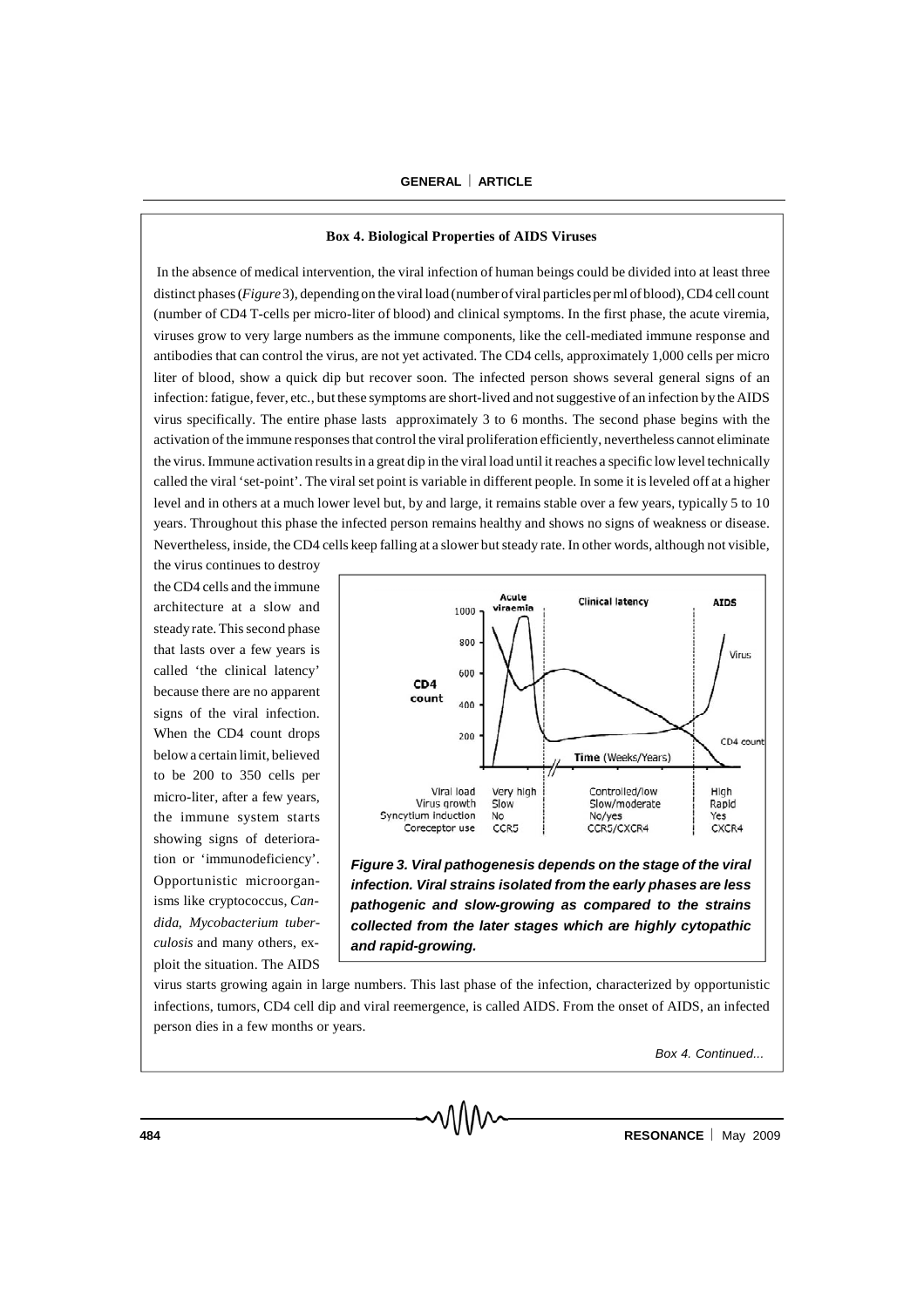**Box 4. Biological Properties of AIDS Viruses**

In the absence of medical intervention, the viral infection of human beings could be divided into at least three distinct phases (*Figure* 3), depending on the viral load (number of viral particles per ml of blood), CD4 cell count (number of CD4 T-cells per micro-liter of blood) and clinical symptoms. In the first phase, the acute viremia, viruses grow to very large numbers as the immune components, like the cell-mediated immune response and antibodies that can control the virus, are not yet activated. The CD4 cells, approximately 1,000 cells per micro liter of blood, show a quick dip but recover soon. The infected person shows several general signs of an infection: fatigue, fever, etc., but these symptoms are short-lived and not suggestive of an infection by the AIDS virus specifically. The entire phase lasts approximately 3 to 6 months. The second phase begins with the activation of the immune responses that control the viral proliferation efficiently, nevertheless cannot eliminate the virus. Immune activation results in a great dip in the viral load until it reaches a specific low level technically called the viral 'set-point'. The viral set point is variable in different people. In some it is leveled off at a higher level and in others at a much lower level but, by and large, it remains stable over a few years, typically 5 to 10 years. Throughout this phase the infected person remains healthy and shows no signs of weakness or disease. Nevertheless, inside, the CD4 cells keep falling at a slower but steady rate. In other words, although not visible, the virus continues to destroy the CD4 cells and the immune architecture at a slow and steady rate. This second phase that lasts over a few years is called 'the clinical latency' because there are no apparent signs of the viral infection. When the CD4 count drops below a certain limit, believed to be 200 to 350 cells per micro-liter, after a few years, the immune system starts showing signs of deterioration or 'immunodeficiency'. Opportunistic microorganisms like cryptococcus, *Candida*, *Mycobacterium tuberculosis* and many others, exploit the situation. The AIDS virus starts growing again in large numbers. This last phase of the infection, characterized by opportunistic infections, tumors, CD4 cell dip and viral reemergence, is called AIDS. From the onset of AIDS, an infected person dies in a few months or years.

| | Acute viraemia | Clinical latency | AIDS |
|---|---|---|---|
| Viral load | Very high | Controlled/low | High |
| Virus growth | Slow | Slow/moderate | Rapid |
| Syncytium induction | No | No/yes | Yes |
| Coreceptor use | CCR5 | CCR5/CXCR4 | CXCR4 |

***Figure 3. Viral pathogenesis depends on the stage of the viral infection. Viral strains isolated from the early phases are less pathogenic and slow-growing as compared to the strains collected from the later stages which are highly cytopathic and rapid-growing.***

*Box 4. Continued...*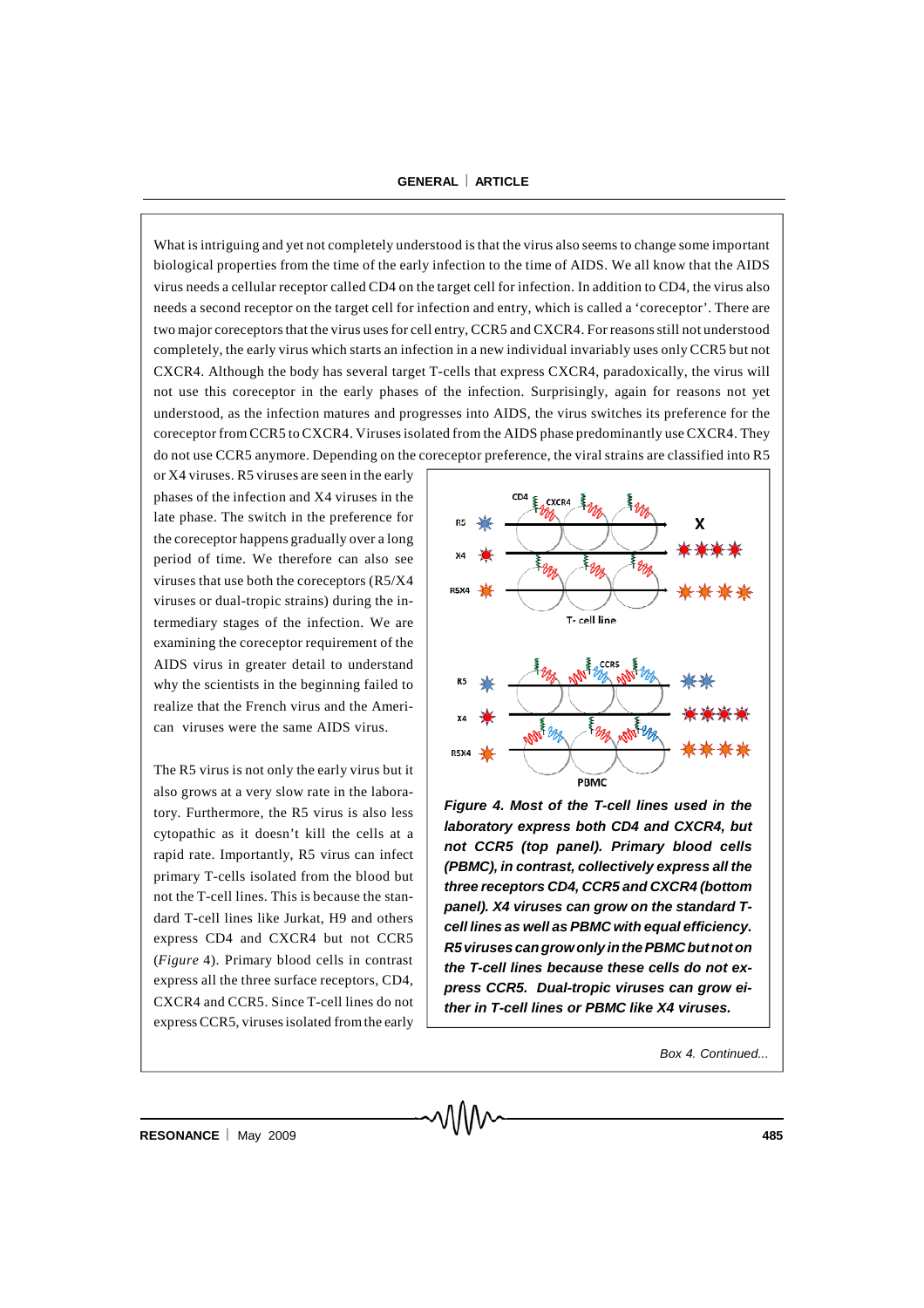What is intriguing and yet not completely understood is that the virus also seems to change some important biological properties from the time of the early infection to the time of AIDS. We all know that the AIDS virus needs a cellular receptor called CD4 on the target cell for infection. In addition to CD4, the virus also needs a second receptor on the target cell for infection and entry, which is called a 'coreceptor'. There are two major coreceptors that the virus uses for cell entry, CCR5 and CXCR4. For reasons still not understood completely, the early virus which starts an infection in a new individual invariably uses only CCR5 but not CXCR4. Although the body has several target T-cells that express CXCR4, paradoxically, the virus will not use this coreceptor in the early phases of the infection. Surprisingly, again for reasons not yet understood, as the infection matures and progresses into AIDS, the virus switches its preference for the coreceptor from CCR5 to CXCR4. Viruses isolated from the AIDS phase predominantly use CXCR4. They do not use CCR5 anymore. Depending on the coreceptor preference, the viral strains are classified into R5 or X4 viruses. R5 viruses are seen in the early phases of the infection and X4 viruses in the late phase. The switch in the preference for the coreceptor happens gradually over a long period of time. We therefore can also see viruses that use both the coreceptors (R5/X4 viruses or dual-tropic strains) during the intermediary stages of the infection. We are examining the coreceptor requirement of the AIDS virus in greater detail to understand why the scientists in the beginning failed to realize that the French virus and the American viruses were the same AIDS virus.

The R5 virus is not only the early virus but it also grows at a very slow rate in the laboratory. Furthermore, the R5 virus is also less cytopathic as it doesn't kill the cells at a rapid rate. Importantly, R5 virus can infect primary T-cells isolated from the blood but not the T-cell lines. This is because the standard T-cell lines like Jurkat, H9 and others express CD4 and CXCR4 but not CCR5 (*Figure* 4). Primary blood cells in contrast express all the three surface receptors, CD4, CXCR4 and CCR5. Since T-cell lines do not express CCR5, viruses isolated from the early

***Figure 4. Most of the T-cell lines used in the laboratory express both CD4 and CXCR4, but not CCR5 (top panel). Primary blood cells (PBMC), in contrast, collectively express all the three receptors CD4, CCR5 and CXCR4 (bottom panel). X4 viruses can grow on the standard T-cell lines as well as PBMC with equal efficiency. R5 viruses can grow only in the PBMC but not on the T-cell lines because these cells do not express CCR5. Dual-tropic viruses can grow either in T-cell lines or PBMC like X4 viruses.***

*Box 4. Continued...*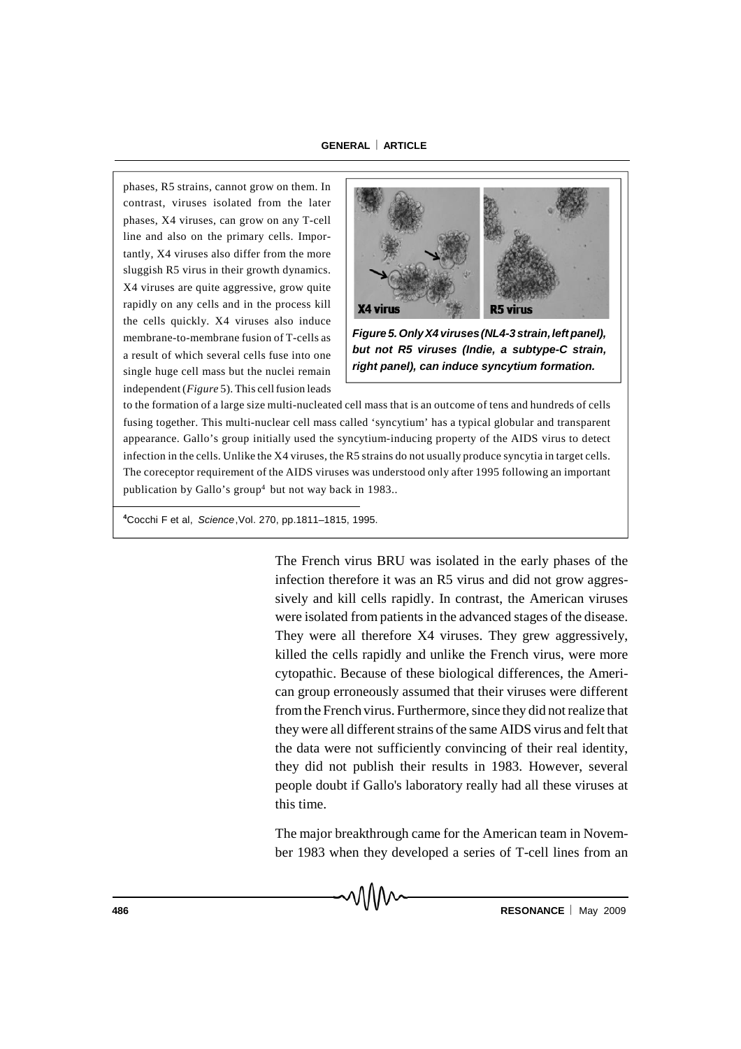phases, R5 strains, cannot grow on them. In contrast, viruses isolated from the later phases, X4 viruses, can grow on any T-cell line and also on the primary cells. Importantly, X4 viruses also differ from the more sluggish R5 virus in their growth dynamics. X4 viruses are quite aggressive, grow quite rapidly on any cells and in the process kill the cells quickly. X4 viruses also induce membrane-to-membrane fusion of T-cells as a result of which several cells fuse into one single huge cell mass but the nuclei remain independent (*Figure* 5). This cell fusion leads to the formation of a large size multi-nucleated cell mass that is an outcome of tens and hundreds of cells fusing together. This multi-nuclear cell mass called 'syncytium' has a typical globular and transparent appearance. Gallo's group initially used the syncytium-inducing property of the AIDS virus to detect infection in the cells. Unlike the X4 viruses, the R5 strains do not usually produce syncytia in target cells. The coreceptor requirement of the AIDS viruses was understood only after 1995 following an important publication by Gallo's group[4] but not way back in 1983..

***Figure 5. Only X4 viruses (NL4-3 strain, left panel), but not R5 viruses (Indie, a subtype-C strain, right panel), can induce syncytium formation.***

[4]Cocchi F et al, *Science*, Vol. 270, pp.1811–1815, 1995.

The French virus BRU was isolated in the early phases of the infection therefore it was an R5 virus and did not grow aggressively and kill cells rapidly. In contrast, the American viruses were isolated from patients in the advanced stages of the disease. They were all therefore X4 viruses. They grew aggressively, killed the cells rapidly and unlike the French virus, were more cytopathic. Because of these biological differences, the American group erroneously assumed that their viruses were different from the French virus. Furthermore, since they did not realize that they were all different strains of the same AIDS virus and felt that the data were not sufficiently convincing of their real identity, they did not publish their results in 1983. However, several people doubt if Gallo's laboratory really had all these viruses at this time.

The major breakthrough came for the American team in November 1983 when they developed a series of T-cell lines from an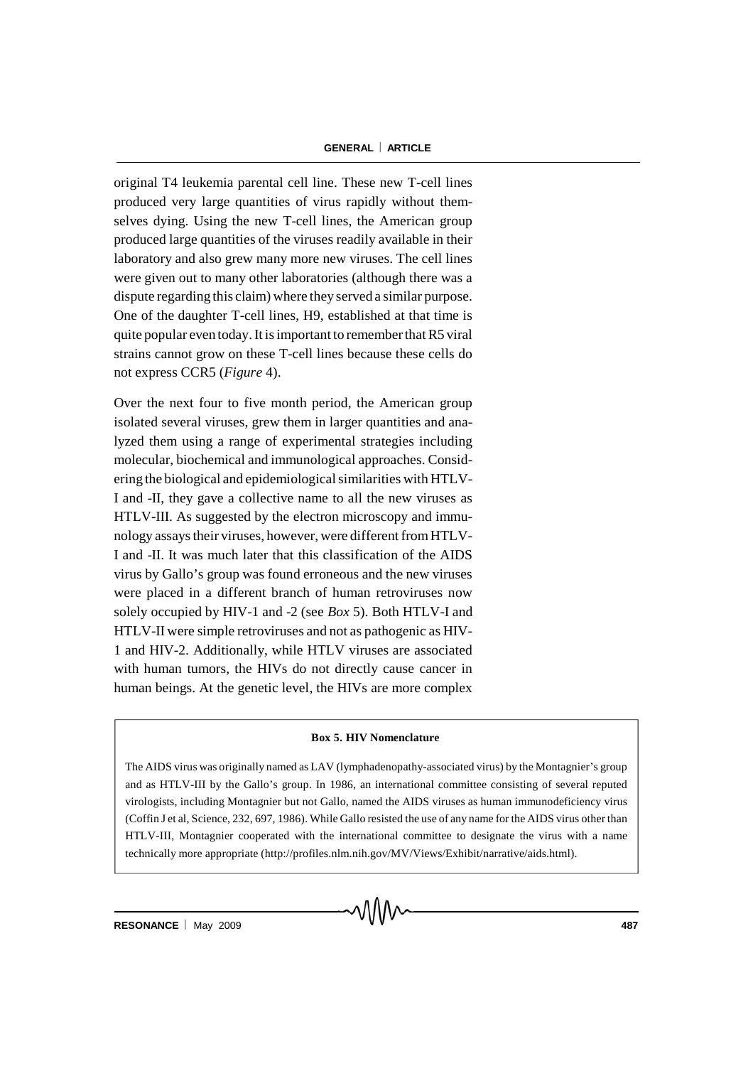original T4 leukemia parental cell line. These new T-cell lines produced very large quantities of virus rapidly without themselves dying. Using the new T-cell lines, the American group produced large quantities of the viruses readily available in their laboratory and also grew many more new viruses. The cell lines were given out to many other laboratories (although there was a dispute regarding this claim) where they served a similar purpose. One of the daughter T-cell lines, H9, established at that time is quite popular even today. It is important to remember that R5 viral strains cannot grow on these T-cell lines because these cells do not express CCR5 (*Figure* 4).

Over the next four to five month period, the American group isolated several viruses, grew them in larger quantities and analyzed them using a range of experimental strategies including molecular, biochemical and immunological approaches. Considering the biological and epidemiological similarities with HTLV-I and -II, they gave a collective name to all the new viruses as HTLV-III. As suggested by the electron microscopy and immunology assays their viruses, however, were different from HTLV-I and -II. It was much later that this classification of the AIDS virus by Gallo's group was found erroneous and the new viruses were placed in a different branch of human retroviruses now solely occupied by HIV-1 and -2 (see *Box* 5). Both HTLV-I and HTLV-II were simple retroviruses and not as pathogenic as HIV-1 and HIV-2. Additionally, while HTLV viruses are associated with human tumors, the HIVs do not directly cause cancer in human beings. At the genetic level, the HIVs are more complex

**Box 5. HIV Nomenclature**

The AIDS virus was originally named as LAV (lymphadenopathy-associated virus) by the Montagnier's group and as HTLV-III by the Gallo's group. In 1986, an international committee consisting of several reputed virologists, including Montagnier but not Gallo, named the AIDS viruses as human immunodeficiency virus (Coffin J et al, Science, 232, 697, 1986). While Gallo resisted the use of any name for the AIDS virus other than HTLV-III, Montagnier cooperated with the international committee to designate the virus with a name technically more appropriate (http://profiles.nlm.nih.gov/MV/Views/Exhibit/narrative/aids.html).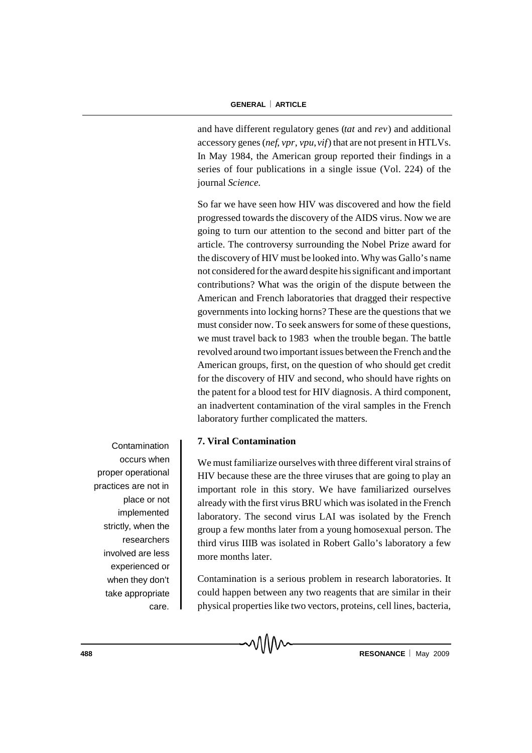and have different regulatory genes (*tat* and *rev*) and additional accessory genes (*nef, vpr, vpu, vif*) that are not present in HTLVs. In May 1984, the American group reported their findings in a series of four publications in a single issue (Vol. 224) of the journal *Science.*

So far we have seen how HIV was discovered and how the field progressed towards the discovery of the AIDS virus. Now we are going to turn our attention to the second and bitter part of the article. The controversy surrounding the Nobel Prize award for the discovery of HIV must be looked into. Why was Gallo's name not considered for the award despite his significant and important contributions? What was the origin of the dispute between the American and French laboratories that dragged their respective governments into locking horns? These are the questions that we must consider now. To seek answers for some of these questions, we must travel back to 1983 when the trouble began. The battle revolved around two important issues between the French and the American groups, first, on the question of who should get credit for the discovery of HIV and second, who should have rights on the patent for a blood test for HIV diagnosis. A third component, an inadvertent contamination of the viral samples in the French laboratory further complicated the matters.

## 7. Viral Contamination

We must familiarize ourselves with three different viral strains of HIV because these are the three viruses that are going to play an important role in this story. We have familiarized ourselves already with the first virus BRU which was isolated in the French laboratory. The second virus LAI was isolated by the French group a few months later from a young homosexual person. The third virus IIIB was isolated in Robert Gallo's laboratory a few more months later.

Contamination occurs when proper operational practices are not in place or not implemented strictly, when the researchers involved are less experienced or when they don't take appropriate care.

Contamination is a serious problem in research laboratories. It could happen between any two reagents that are similar in their physical properties like two vectors, proteins, cell lines, bacteria,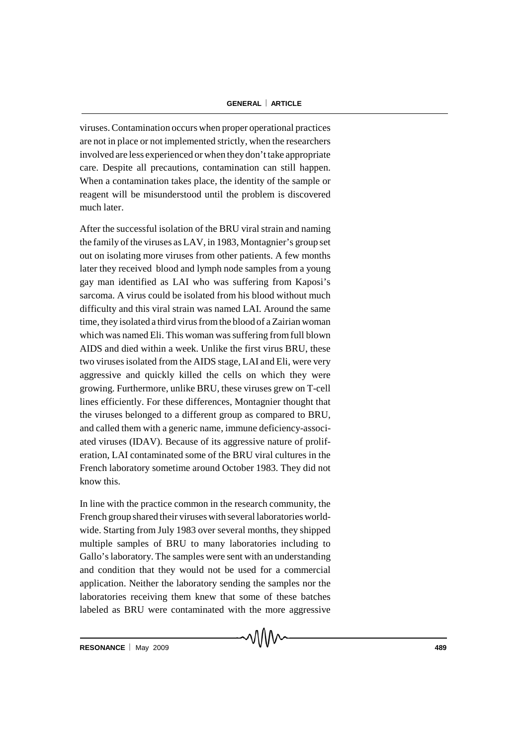viruses. Contamination occurs when proper operational practices are not in place or not implemented strictly, when the researchers involved are less experienced or when they don't take appropriate care. Despite all precautions, contamination can still happen. When a contamination takes place, the identity of the sample or reagent will be misunderstood until the problem is discovered much later.

After the successful isolation of the BRU viral strain and naming the family of the viruses as LAV, in 1983, Montagnier's group set out on isolating more viruses from other patients. A few months later they received blood and lymph node samples from a young gay man identified as LAI who was suffering from Kaposi's sarcoma. A virus could be isolated from his blood without much difficulty and this viral strain was named LAI. Around the same time, they isolated a third virus from the blood of a Zairian woman which was named Eli. This woman was suffering from full blown AIDS and died within a week. Unlike the first virus BRU, these two viruses isolated from the AIDS stage, LAI and Eli, were very aggressive and quickly killed the cells on which they were growing. Furthermore, unlike BRU, these viruses grew on T-cell lines efficiently. For these differences, Montagnier thought that the viruses belonged to a different group as compared to BRU, and called them with a generic name, immune deficiency-associated viruses (IDAV). Because of its aggressive nature of proliferation, LAI contaminated some of the BRU viral cultures in the French laboratory sometime around October 1983. They did not know this.

In line with the practice common in the research community, the French group shared their viruses with several laboratories worldwide. Starting from July 1983 over several months, they shipped multiple samples of BRU to many laboratories including to Gallo's laboratory. The samples were sent with an understanding and condition that they would not be used for a commercial application. Neither the laboratory sending the samples nor the laboratories receiving them knew that some of these batches labeled as BRU were contaminated with the more aggressive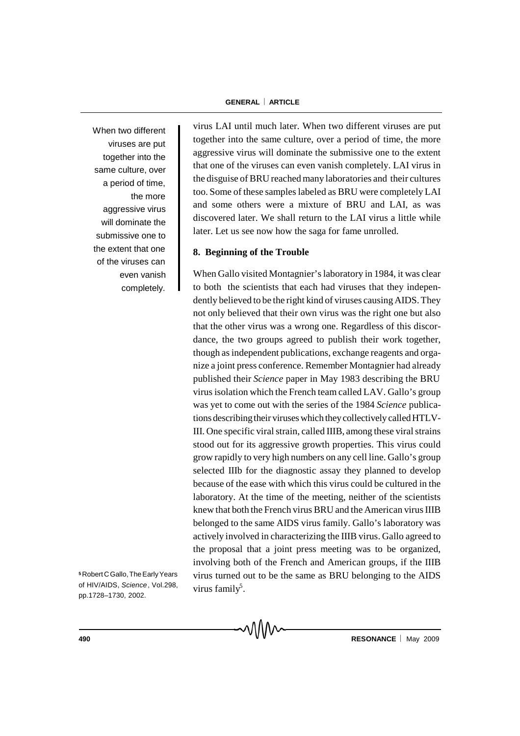virus LAI until much later. When two different viruses are put together into the same culture, over a period of time, the more aggressive virus will dominate the submissive one to the extent that one of the viruses can even vanish completely. LAI virus in the disguise of BRU reached many laboratories and their cultures too. Some of these samples labeled as BRU were completely LAI and some others were a mixture of BRU and LAI, as was discovered later. We shall return to the LAI virus a little while later. Let us see now how the saga for fame unrolled.

When two different viruses are put together into the same culture, over a period of time, the more aggressive virus will dominate the submissive one to the extent that one of the viruses can even vanish completely.

## 8. Beginning of the Trouble

When Gallo visited Montagnier's laboratory in 1984, it was clear to both the scientists that each had viruses that they independently believed to be the right kind of viruses causing AIDS. They not only believed that their own virus was the right one but also that the other virus was a wrong one. Regardless of this discordance, the two groups agreed to publish their work together, though as independent publications, exchange reagents and organize a joint press conference. Remember Montagnier had already published their *Science* paper in May 1983 describing the BRU virus isolation which the French team called LAV. Gallo's group was yet to come out with the series of the 1984 *Science* publications describing their viruses which they collectively called HTLV-III. One specific viral strain, called IIIB, among these viral strains stood out for its aggressive growth properties. This virus could grow rapidly to very high numbers on any cell line. Gallo's group selected IIIb for the diagnostic assay they planned to develop because of the ease with which this virus could be cultured in the laboratory. At the time of the meeting, neither of the scientists knew that both the French virus BRU and the American virus IIIB belonged to the same AIDS virus family. Gallo's laboratory was actively involved in characterizing the IIIB virus. Gallo agreed to the proposal that a joint press meeting was to be organized, involving both of the French and American groups, if the IIIB virus turned out to be the same as BRU belonging to the AIDS virus family[5].

[5] Robert C Gallo, The Early Years of HIV/AIDS, *Science*, Vol.298, pp.1728–1730, 2002.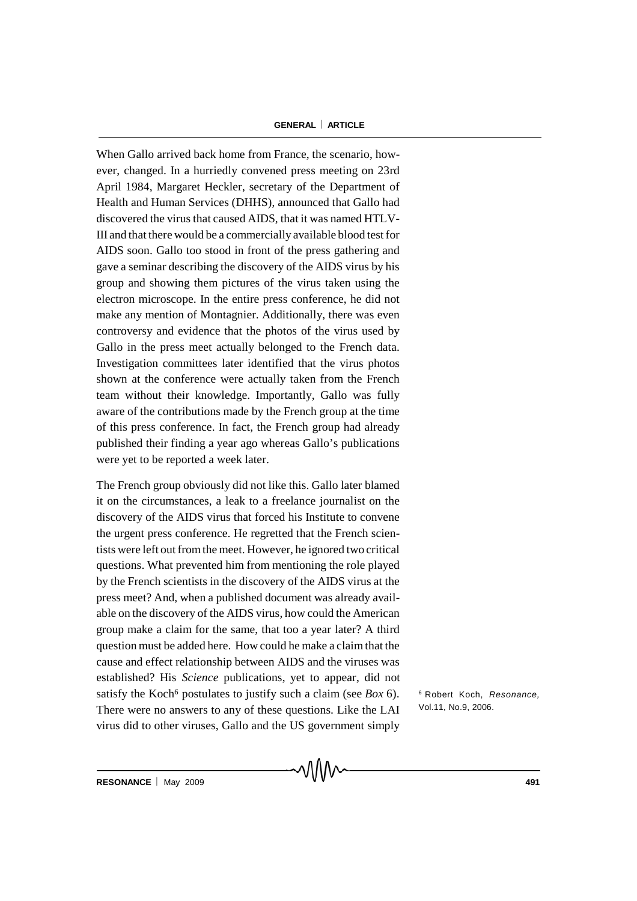When Gallo arrived back home from France, the scenario, however, changed. In a hurriedly convened press meeting on 23rd April 1984, Margaret Heckler, secretary of the Department of Health and Human Services (DHHS), announced that Gallo had discovered the virus that caused AIDS, that it was named HTLV-III and that there would be a commercially available blood test for AIDS soon. Gallo too stood in front of the press gathering and gave a seminar describing the discovery of the AIDS virus by his group and showing them pictures of the virus taken using the electron microscope. In the entire press conference, he did not make any mention of Montagnier. Additionally, there was even controversy and evidence that the photos of the virus used by Gallo in the press meet actually belonged to the French data. Investigation committees later identified that the virus photos shown at the conference were actually taken from the French team without their knowledge. Importantly, Gallo was fully aware of the contributions made by the French group at the time of this press conference. In fact, the French group had already published their finding a year ago whereas Gallo's publications were yet to be reported a week later.

The French group obviously did not like this. Gallo later blamed it on the circumstances, a leak to a freelance journalist on the discovery of the AIDS virus that forced his Institute to convene the urgent press conference. He regretted that the French scientists were left out from the meet. However, he ignored two critical questions. What prevented him from mentioning the role played by the French scientists in the discovery of the AIDS virus at the press meet? And, when a published document was already available on the discovery of the AIDS virus, how could the American group make a claim for the same, that too a year later? A third question must be added here. How could he make a claim that the cause and effect relationship between AIDS and the viruses was established? His *Science* publications, yet to appear, did not satisfy the Koch[6] postulates to justify such a claim (see *Box* 6). There were no answers to any of these questions. Like the LAI virus did to other viruses, Gallo and the US government simply

[6] Robert Koch, *Resonance*, Vol.11, No.9, 2006.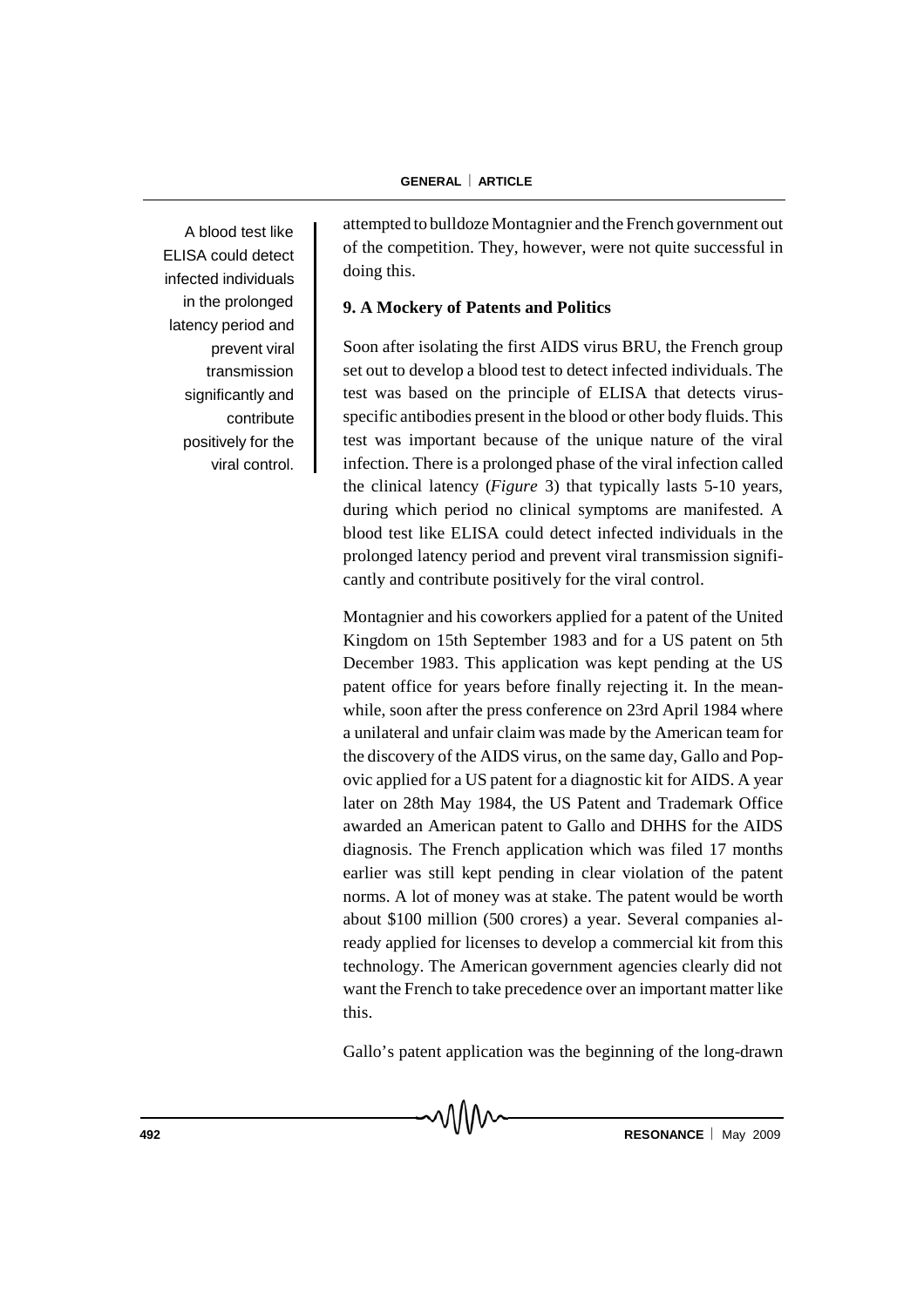attempted to bulldoze Montagnier and the French government out of the competition. They, however, were not quite successful in doing this.

A blood test like ELISA could detect infected individuals in the prolonged latency period and prevent viral transmission significantly and contribute positively for the viral control.

### 9. A Mockery of Patents and Politics

Soon after isolating the first AIDS virus BRU, the French group set out to develop a blood test to detect infected individuals. The test was based on the principle of ELISA that detects virus-specific antibodies present in the blood or other body fluids. This test was important because of the unique nature of the viral infection. There is a prolonged phase of the viral infection called the clinical latency (*Figure* 3) that typically lasts 5-10 years, during which period no clinical symptoms are manifested. A blood test like ELISA could detect infected individuals in the prolonged latency period and prevent viral transmission significantly and contribute positively for the viral control.

Montagnier and his coworkers applied for a patent of the United Kingdom on 15th September 1983 and for a US patent on 5th December 1983. This application was kept pending at the US patent office for years before finally rejecting it. In the meanwhile, soon after the press conference on 23rd April 1984 where a unilateral and unfair claim was made by the American team for the discovery of the AIDS virus, on the same day, Gallo and Popovic applied for a US patent for a diagnostic kit for AIDS. A year later on 28th May 1984, the US Patent and Trademark Office awarded an American patent to Gallo and DHHS for the AIDS diagnosis. The French application which was filed 17 months earlier was still kept pending in clear violation of the patent norms. A lot of money was at stake. The patent would be worth about \$100 million (500 crores) a year. Several companies already applied for licenses to develop a commercial kit from this technology. The American government agencies clearly did not want the French to take precedence over an important matter like this.

Gallo's patent application was the beginning of the long-drawn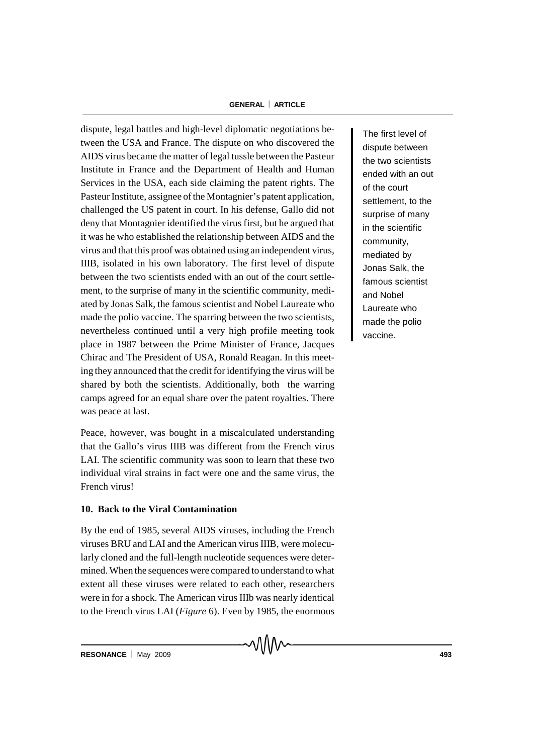dispute, legal battles and high-level diplomatic negotiations between the USA and France. The dispute on who discovered the AIDS virus became the matter of legal tussle between the Pasteur Institute in France and the Department of Health and Human Services in the USA, each side claiming the patent rights. The Pasteur Institute, assignee of the Montagnier's patent application, challenged the US patent in court. In his defense, Gallo did not deny that Montagnier identified the virus first, but he argued that it was he who established the relationship between AIDS and the virus and that this proof was obtained using an independent virus, IIIB, isolated in his own laboratory. The first level of dispute between the two scientists ended with an out of the court settlement, to the surprise of many in the scientific community, mediated by Jonas Salk, the famous scientist and Nobel Laureate who made the polio vaccine. The sparring between the two scientists, nevertheless continued until a very high profile meeting took place in 1987 between the Prime Minister of France, Jacques Chirac and The President of USA, Ronald Reagan. In this meeting they announced that the credit for identifying the virus will be shared by both the scientists. Additionally, both the warring camps agreed for an equal share over the patent royalties. There was peace at last.

> The first level of dispute between the two scientists ended with an out of the court settlement, to the surprise of many in the scientific community, mediated by Jonas Salk, the famous scientist and Nobel Laureate who made the polio vaccine.

Peace, however, was bought in a miscalculated understanding that the Gallo's virus IIIB was different from the French virus LAI. The scientific community was soon to learn that these two individual viral strains in fact were one and the same virus, the French virus!

### 10. Back to the Viral Contamination

By the end of 1985, several AIDS viruses, including the French viruses BRU and LAI and the American virus IIIB, were molecularly cloned and the full-length nucleotide sequences were determined. When the sequences were compared to understand to what extent all these viruses were related to each other, researchers were in for a shock. The American virus IIIb was nearly identical to the French virus LAI (*Figure* 6). Even by 1985, the enormous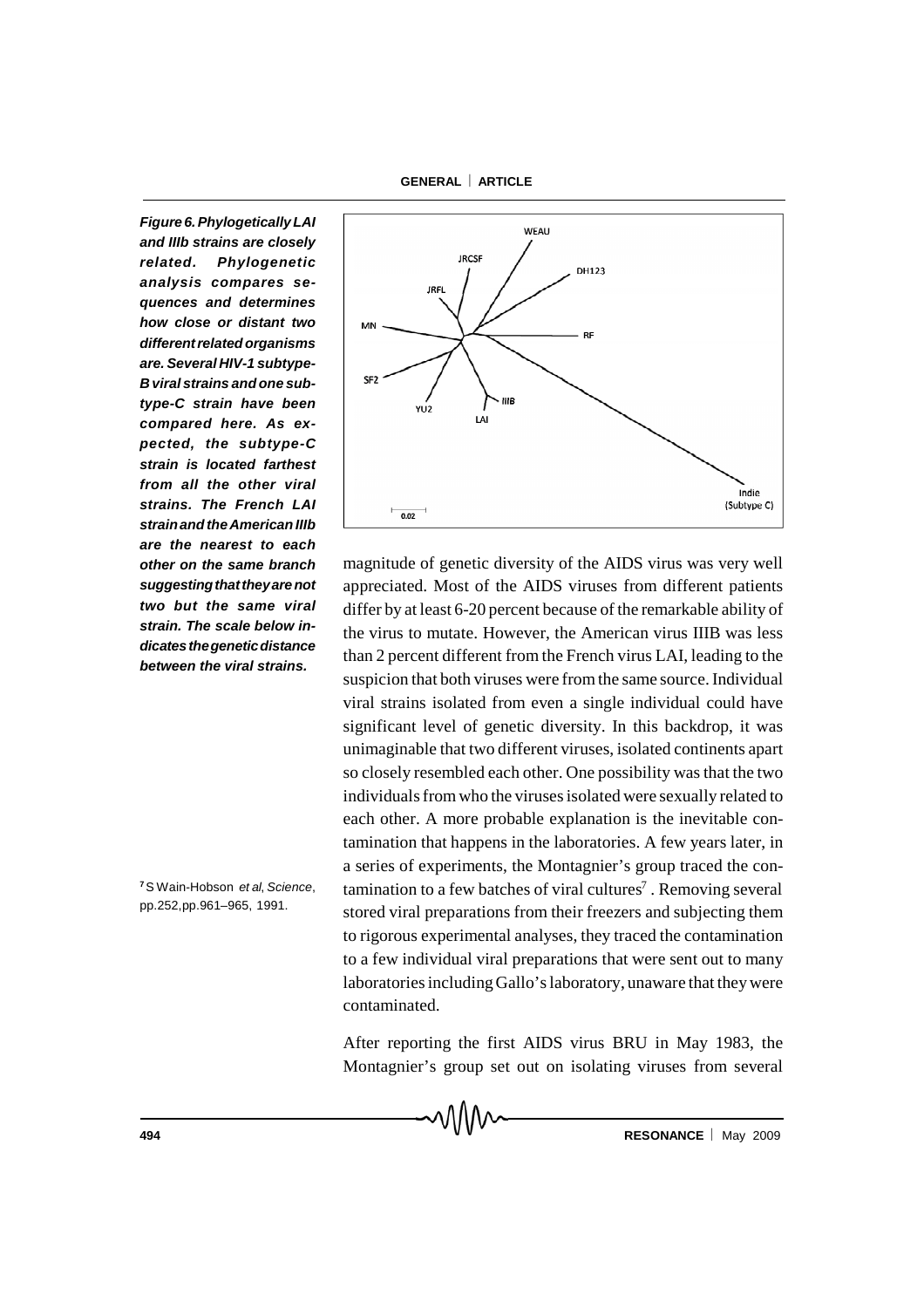***Figure 6. Phylogetically LAI and IIIb strains are closely related. Phylogenetic analysis compares sequences and determines how close or distant two different related organisms are. Several HIV-1 subtype-B viral strains and one subtype-C strain have been compared here. As expected, the subtype-C strain is located farthest from all the other viral strains. The French LAI strain and the American IIIb are the nearest to each other on the same branch suggesting that they are not two but the same viral strain. The scale below indicates the genetic distance between the viral strains.***

magnitude of genetic diversity of the AIDS virus was very well appreciated. Most of the AIDS viruses from different patients differ by at least 6-20 percent because of the remarkable ability of the virus to mutate. However, the American virus IIIB was less than 2 percent different from the French virus LAI, leading to the suspicion that both viruses were from the same source. Individual viral strains isolated from even a single individual could have significant level of genetic diversity. In this backdrop, it was unimaginable that two different viruses, isolated continents apart so closely resembled each other. One possibility was that the two individuals from who the viruses isolated were sexually related to each other. A more probable explanation is the inevitable contamination that happens in the laboratories. A few years later, in a series of experiments, the Montagnier's group traced the contamination to a few batches of viral cultures[7]. Removing several stored viral preparations from their freezers and subjecting them to rigorous experimental analyses, they traced the contamination to a few individual viral preparations that were sent out to many laboratories including Gallo's laboratory, unaware that they were contaminated.

[7] S Wain-Hobson *et al*, *Science*, pp.252,pp.961–965, 1991.

After reporting the first AIDS virus BRU in May 1983, the Montagnier's group set out on isolating viruses from several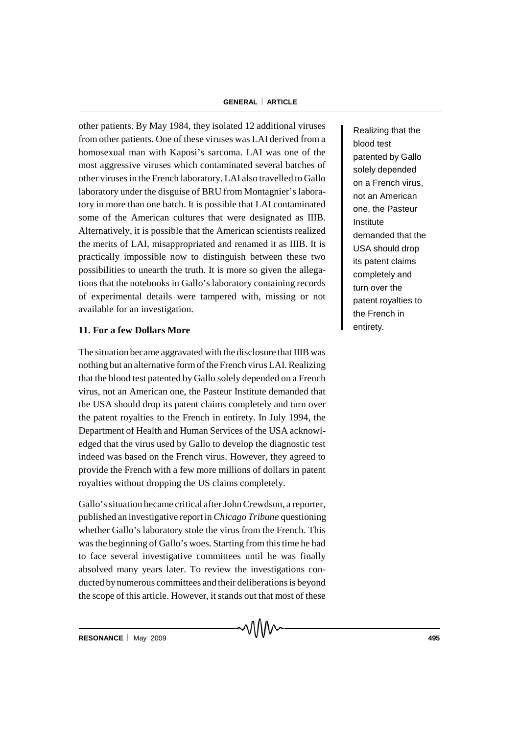other patients. By May 1984, they isolated 12 additional viruses from other patients. One of these viruses was LAI derived from a homosexual man with Kaposi's sarcoma. LAI was one of the most aggressive viruses which contaminated several batches of other viruses in the French laboratory. LAI also travelled to Gallo laboratory under the disguise of BRU from Montagnier's laboratory in more than one batch. It is possible that LAI contaminated some of the American cultures that were designated as IIIB. Alternatively, it is possible that the American scientists realized the merits of LAI, misappropriated and renamed it as IIIB. It is practically impossible now to distinguish between these two possibilities to unearth the truth. It is more so given the allegations that the notebooks in Gallo's laboratory containing records of experimental details were tampered with, missing or not available for an investigation.

Realizing that the blood test patented by Gallo solely depended on a French virus, not an American one, the Pasteur Institute demanded that the USA should drop its patent claims completely and turn over the patent royalties to the French in entirety.

## 11. For a few Dollars More

The situation became aggravated with the disclosure that IIIB was nothing but an alternative form of the French virus LAI. Realizing that the blood test patented by Gallo solely depended on a French virus, not an American one, the Pasteur Institute demanded that the USA should drop its patent claims completely and turn over the patent royalties to the French in entirety. In July 1994, the Department of Health and Human Services of the USA acknowledged that the virus used by Gallo to develop the diagnostic test indeed was based on the French virus. However, they agreed to provide the French with a few more millions of dollars in patent royalties without dropping the US claims completely.

Gallo's situation became critical after John Crewdson, a reporter, published an investigative report in *Chicago Tribune* questioning whether Gallo's laboratory stole the virus from the French. This was the beginning of Gallo's woes. Starting from this time he had to face several investigative committees until he was finally absolved many years later. To review the investigations conducted by numerous committees and their deliberations is beyond the scope of this article. However, it stands out that most of these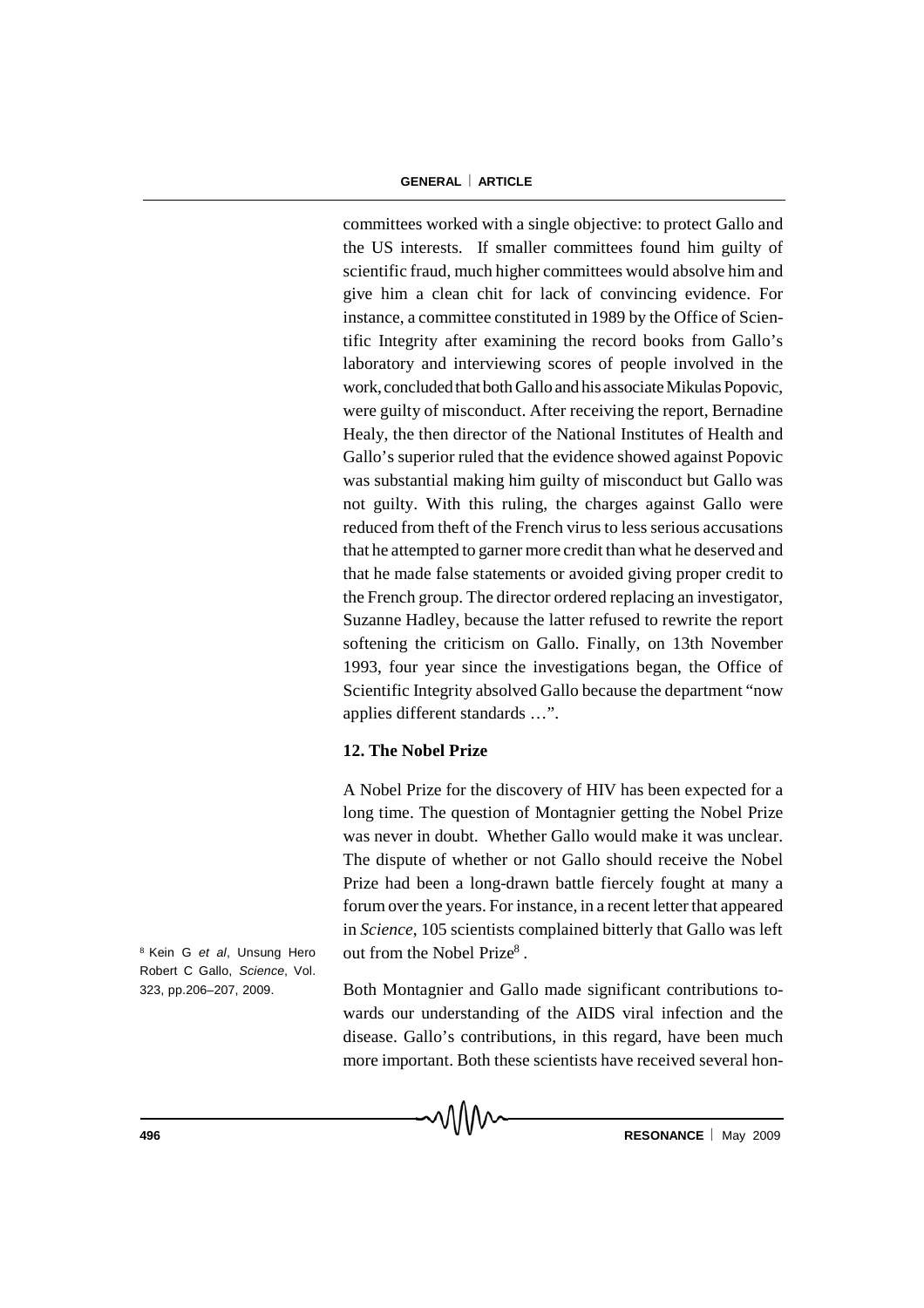committees worked with a single objective: to protect Gallo and the US interests. If smaller committees found him guilty of scientific fraud, much higher committees would absolve him and give him a clean chit for lack of convincing evidence. For instance, a committee constituted in 1989 by the Office of Scientific Integrity after examining the record books from Gallo's laboratory and interviewing scores of people involved in the work, concluded that both Gallo and his associate Mikulas Popovic, were guilty of misconduct. After receiving the report, Bernadine Healy, the then director of the National Institutes of Health and Gallo's superior ruled that the evidence showed against Popovic was substantial making him guilty of misconduct but Gallo was not guilty. With this ruling, the charges against Gallo were reduced from theft of the French virus to less serious accusations that he attempted to garner more credit than what he deserved and that he made false statements or avoided giving proper credit to the French group. The director ordered replacing an investigator, Suzanne Hadley, because the latter refused to rewrite the report softening the criticism on Gallo. Finally, on 13th November 1993, four year since the investigations began, the Office of Scientific Integrity absolved Gallo because the department "now applies different standards …".

## 12. The Nobel Prize

A Nobel Prize for the discovery of HIV has been expected for a long time. The question of Montagnier getting the Nobel Prize was never in doubt. Whether Gallo would make it was unclear. The dispute of whether or not Gallo should receive the Nobel Prize had been a long-drawn battle fiercely fought at many a forum over the years. For instance, in a recent letter that appeared in *Science*, 105 scientists complained bitterly that Gallo was left out from the Nobel Prize[8].

[8] Kein G *et al*, Unsung Hero Robert C Gallo, *Science*, Vol. 323, pp.206–207, 2009.

Both Montagnier and Gallo made significant contributions towards our understanding of the AIDS viral infection and the disease. Gallo's contributions, in this regard, have been much more important. Both these scientists have received several hon-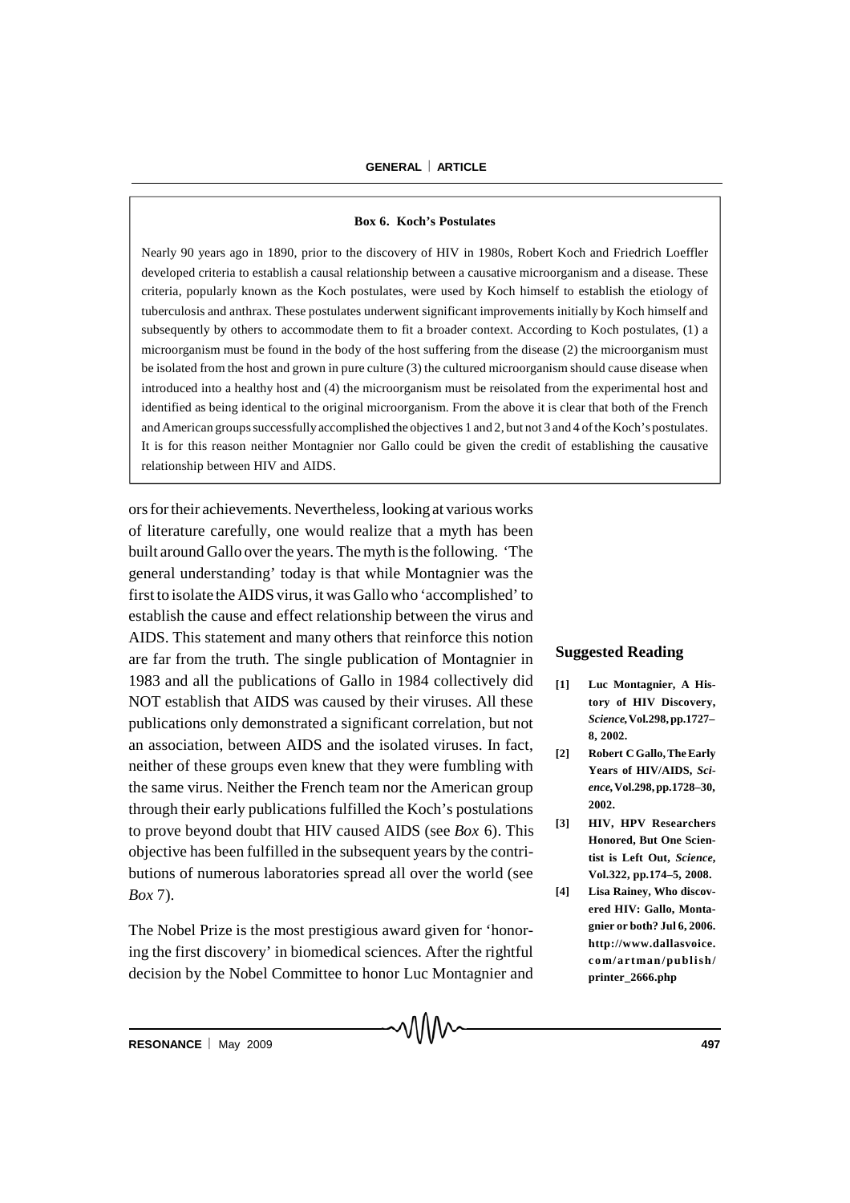**Box 6. Koch's Postulates**

Nearly 90 years ago in 1890, prior to the discovery of HIV in 1980s, Robert Koch and Friedrich Loeffler developed criteria to establish a causal relationship between a causative microorganism and a disease. These criteria, popularly known as the Koch postulates, were used by Koch himself to establish the etiology of tuberculosis and anthrax. These postulates underwent significant improvements initially by Koch himself and subsequently by others to accommodate them to fit a broader context. According to Koch postulates, (1) a microorganism must be found in the body of the host suffering from the disease (2) the microorganism must be isolated from the host and grown in pure culture (3) the cultured microorganism should cause disease when introduced into a healthy host and (4) the microorganism must be reisolated from the experimental host and identified as being identical to the original microorganism. From the above it is clear that both of the French and American groups successfully accomplished the objectives 1 and 2, but not 3 and 4 of the Koch's postulates. It is for this reason neither Montagnier nor Gallo could be given the credit of establishing the causative relationship between HIV and AIDS.

ors for their achievements. Nevertheless, looking at various works of literature carefully, one would realize that a myth has been built around Gallo over the years. The myth is the following. 'The general understanding' today is that while Montagnier was the first to isolate the AIDS virus, it was Gallo who 'accomplished' to establish the cause and effect relationship between the virus and AIDS. This statement and many others that reinforce this notion are far from the truth. The single publication of Montagnier in 1983 and all the publications of Gallo in 1984 collectively did NOT establish that AIDS was caused by their viruses. All these publications only demonstrated a significant correlation, but not an association, between AIDS and the isolated viruses. In fact, neither of these groups even knew that they were fumbling with the same virus. Neither the French team nor the American group through their early publications fulfilled the Koch's postulations to prove beyond doubt that HIV caused AIDS (see *Box* 6). This objective has been fulfilled in the subsequent years by the contributions of numerous laboratories spread all over the world (see *Box* 7).

The Nobel Prize is the most prestigious award given for 'honoring the first discovery' in biomedical sciences. After the rightful decision by the Nobel Committee to honor Luc Montagnier and

## Suggested Reading

**[1]** **Luc Montagnier, A History of HIV Discovery, *Science*, Vol.298, pp.1727–8, 2002.**

**[2]** **Robert C Gallo, The Early Years of HIV/AIDS, *Science*, Vol.298, pp.1728–30, 2002.**

**[3]** **HIV, HPV Researchers Honored, But One Scientist is Left Out, *Science*, Vol.322, pp.174–5, 2008.**

**[4]** **Lisa Rainey, Who discovered HIV: Gallo, Montagnier or both? Jul 6, 2006. http://www.dallasvoice.com/artman/publish/printer_2666.php**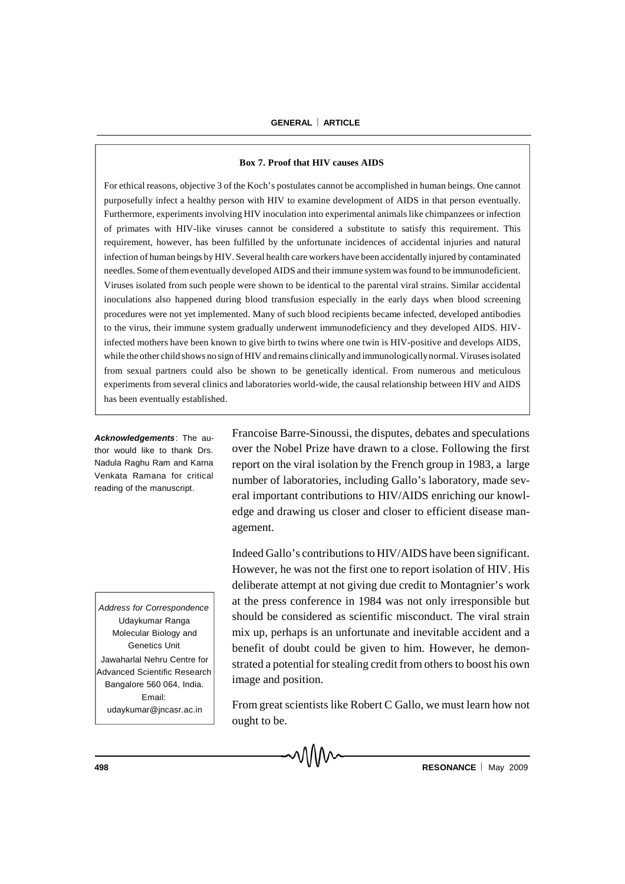**Box 7. Proof that HIV causes AIDS**

For ethical reasons, objective 3 of the Koch's postulates cannot be accomplished in human beings. One cannot purposefully infect a healthy person with HIV to examine development of AIDS in that person eventually. Furthermore, experiments involving HIV inoculation into experimental animals like chimpanzees or infection of primates with HIV-like viruses cannot be considered a substitute to satisfy this requirement. This requirement, however, has been fulfilled by the unfortunate incidences of accidental injuries and natural infection of human beings by HIV. Several health care workers have been accidentally injured by contaminated needles. Some of them eventually developed AIDS and their immune system was found to be immunodeficient. Viruses isolated from such people were shown to be identical to the parental viral strains. Similar accidental inoculations also happened during blood transfusion especially in the early days when blood screening procedures were not yet implemented. Many of such blood recipients became infected, developed antibodies to the virus, their immune system gradually underwent immunodeficiency and they developed AIDS. HIV-infected mothers have been known to give birth to twins where one twin is HIV-positive and develops AIDS, while the other child shows no sign of HIV and remains clinically and immunologically normal. Viruses isolated from sexual partners could also be shown to be genetically identical. From numerous and meticulous experiments from several clinics and laboratories world-wide, the causal relationship between HIV and AIDS has been eventually established.

Francoise Barre-Sinoussi, the disputes, debates and speculations over the Nobel Prize have drawn to a close. Following the first report on the viral isolation by the French group in 1983, a large number of laboratories, including Gallo's laboratory, made several important contributions to HIV/AIDS enriching our knowledge and drawing us closer and closer to efficient disease management.

Indeed Gallo's contributions to HIV/AIDS have been significant. However, he was not the first one to report isolation of HIV. His deliberate attempt at not giving due credit to Montagnier's work at the press conference in 1984 was not only irresponsible but should be considered as scientific misconduct. The viral strain mix up, perhaps is an unfortunate and inevitable accident and a benefit of doubt could be given to him. However, he demonstrated a potential for stealing credit from others to boost his own image and position.

From great scientists like Robert C Gallo, we must learn how not ought to be.

***Acknowledgements***: The author would like to thank Drs. Nadula Raghu Ram and Karna Venkata Ramana for critical reading of the manuscript.

*Address for Correspondence*
Udaykumar Ranga
Molecular Biology and Genetics Unit
Jawaharlal Nehru Centre for Advanced Scientific Research
Bangalore 560 064, India.
Email: udaykumar@jncasr.ac.in